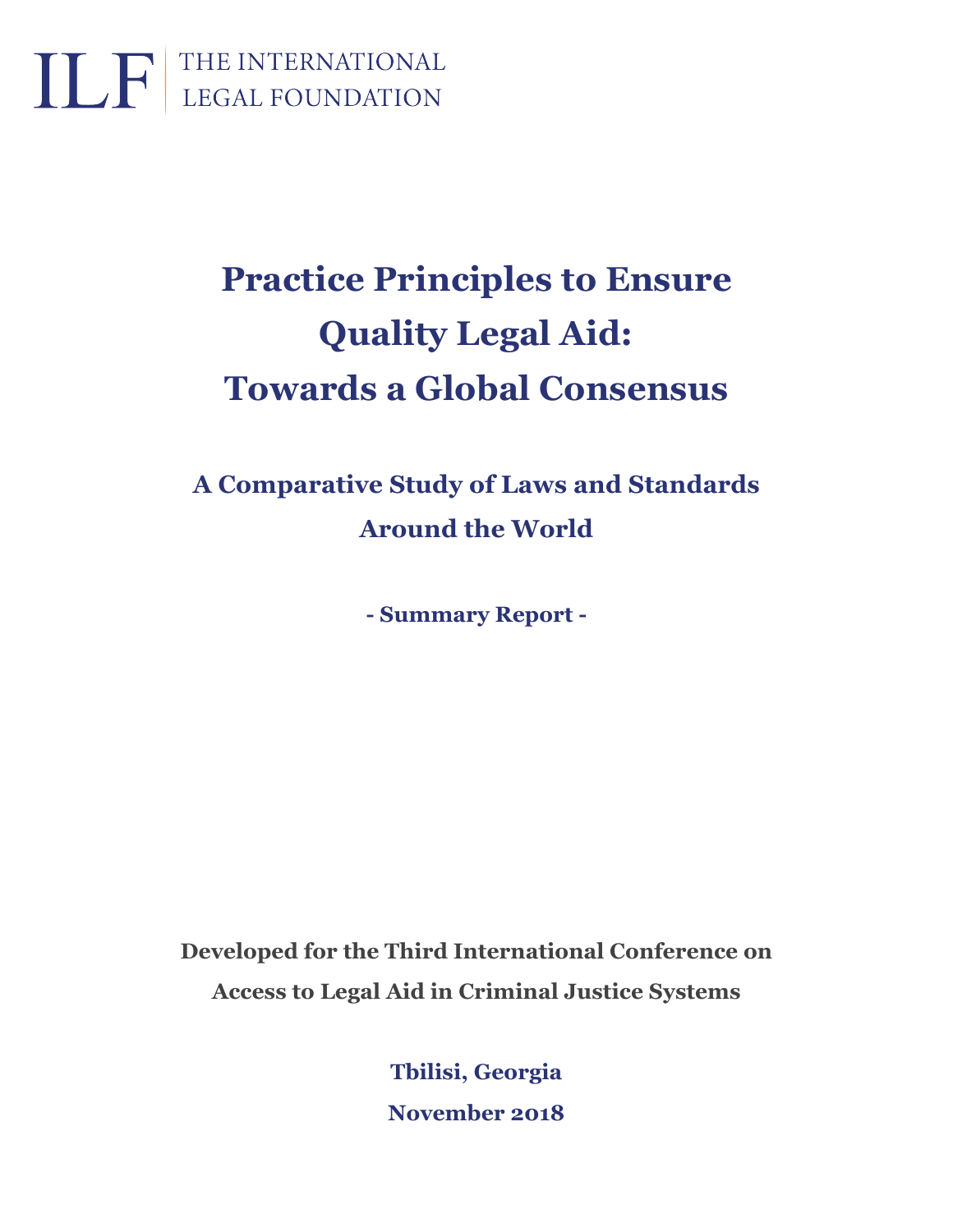ILF | THE INTERNATIONAL LEGAL FOUNDATION

# Practice Principles to Ensure Quality Legal Aid: Towards a Global Consensus

## A Comparative Study of Laws and Standards Around the World

**- Summary Report -**

**Developed for the Third International Conference on Access to Legal Aid in Criminal Justice Systems**

**Tbilisi, Georgia**

**November 2018**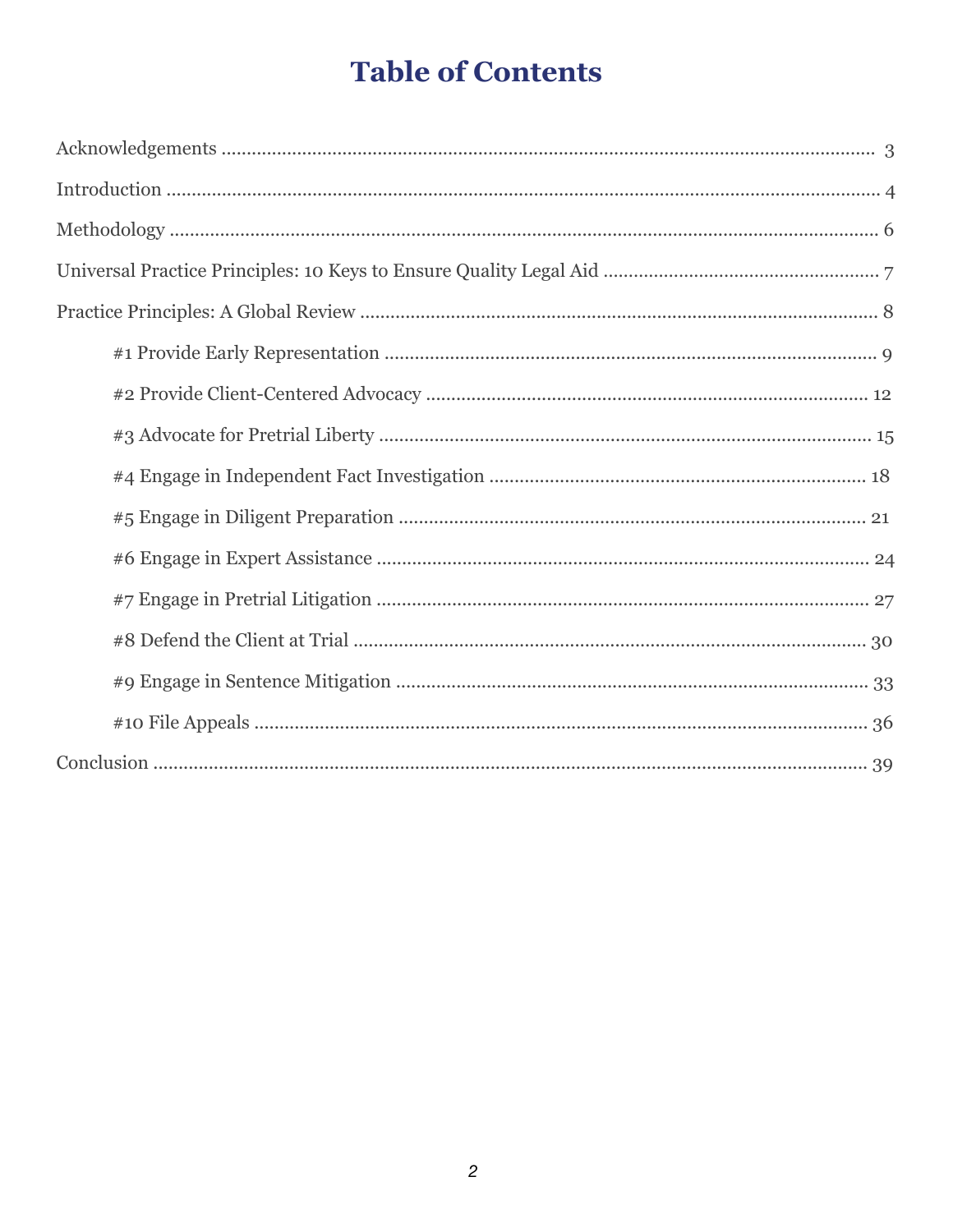# Table of Contents

Acknowledgements ........ 3

Introduction ........ 4

Methodology ........ 6

Universal Practice Principles: 10 Keys to Ensure Quality Legal Aid ........ 7

Practice Principles: A Global Review ........ 8

- #1 Provide Early Representation ........ 9
- #2 Provide Client-Centered Advocacy ........ 12
- #3 Advocate for Pretrial Liberty ........ 15
- #4 Engage in Independent Fact Investigation ........ 18
- #5 Engage in Diligent Preparation ........ 21
- #6 Engage in Expert Assistance ........ 24
- #7 Engage in Pretrial Litigation ........ 27
- #8 Defend the Client at Trial ........ 30
- #9 Engage in Sentence Mitigation ........ 33
- #10 File Appeals ........ 36

Conclusion ........ 39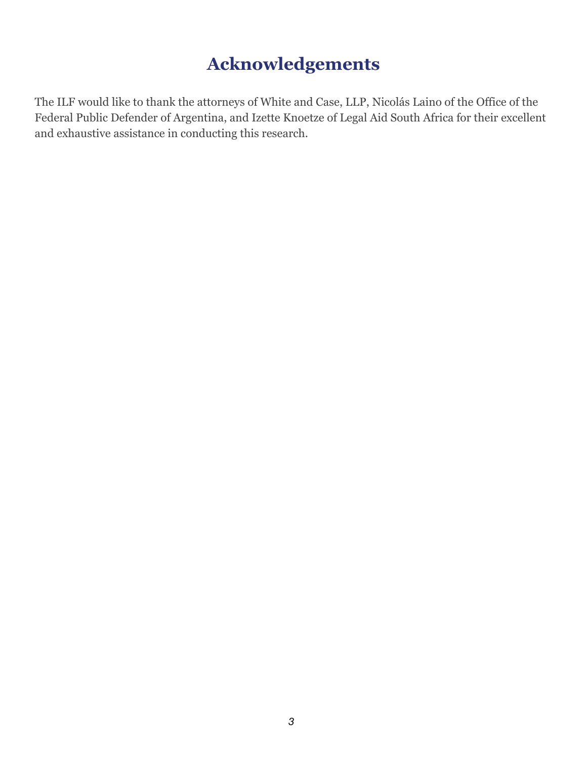# Acknowledgements

The ILF would like to thank the attorneys of White and Case, LLP, Nicolás Laino of the Office of the Federal Public Defender of Argentina, and Izette Knoetze of Legal Aid South Africa for their excellent and exhaustive assistance in conducting this research.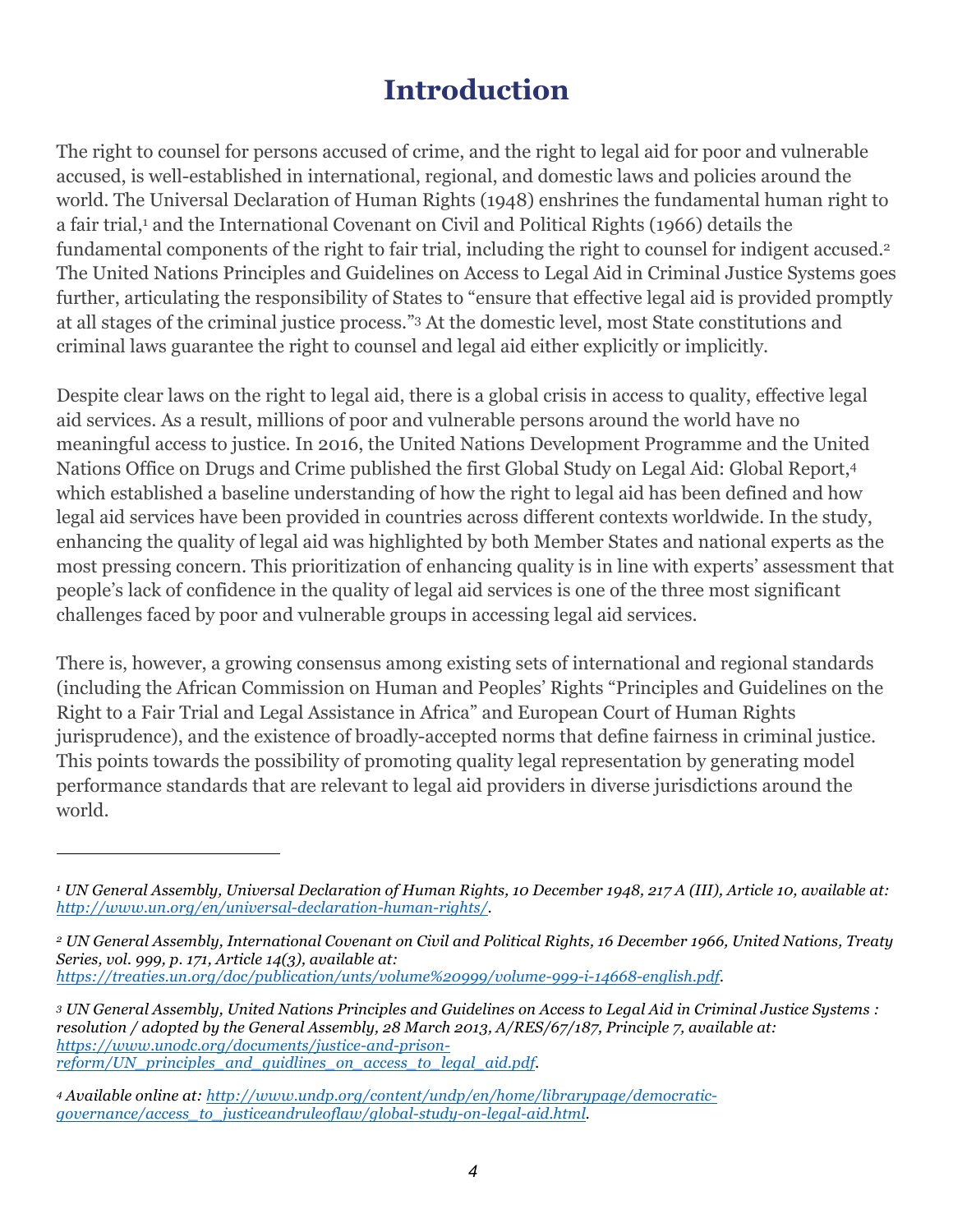# Introduction

The right to counsel for persons accused of crime, and the right to legal aid for poor and vulnerable accused, is well-established in international, regional, and domestic laws and policies around the world. The Universal Declaration of Human Rights (1948) enshrines the fundamental human right to a fair trial,[1] and the International Covenant on Civil and Political Rights (1966) details the fundamental components of the right to fair trial, including the right to counsel for indigent accused.[2] The United Nations Principles and Guidelines on Access to Legal Aid in Criminal Justice Systems goes further, articulating the responsibility of States to "ensure that effective legal aid is provided promptly at all stages of the criminal justice process."[3] At the domestic level, most State constitutions and criminal laws guarantee the right to counsel and legal aid either explicitly or implicitly.

Despite clear laws on the right to legal aid, there is a global crisis in access to quality, effective legal aid services. As a result, millions of poor and vulnerable persons around the world have no meaningful access to justice. In 2016, the United Nations Development Programme and the United Nations Office on Drugs and Crime published the first Global Study on Legal Aid: Global Report,[4] which established a baseline understanding of how the right to legal aid has been defined and how legal aid services have been provided in countries across different contexts worldwide. In the study, enhancing the quality of legal aid was highlighted by both Member States and national experts as the most pressing concern. This prioritization of enhancing quality is in line with experts' assessment that people's lack of confidence in the quality of legal aid services is one of the three most significant challenges faced by poor and vulnerable groups in accessing legal aid services.

There is, however, a growing consensus among existing sets of international and regional standards (including the African Commission on Human and Peoples' Rights "Principles and Guidelines on the Right to a Fair Trial and Legal Assistance in Africa" and European Court of Human Rights jurisprudence), and the existence of broadly-accepted norms that define fairness in criminal justice. This points towards the possibility of promoting quality legal representation by generating model performance standards that are relevant to legal aid providers in diverse jurisdictions around the world.

---

[1] *UN General Assembly, Universal Declaration of Human Rights, 10 December 1948, 217 A (III), Article 10, available at: http://www.un.org/en/universal-declaration-human-rights/.*

[2] *UN General Assembly, International Covenant on Civil and Political Rights, 16 December 1966, United Nations, Treaty Series, vol. 999, p. 171, Article 14(3), available at: https://treaties.un.org/doc/publication/unts/volume%20999/volume-999-i-14668-english.pdf.*

[3] *UN General Assembly, United Nations Principles and Guidelines on Access to Legal Aid in Criminal Justice Systems : resolution / adopted by the General Assembly, 28 March 2013, A/RES/67/187, Principle 7, available at: https://www.unodc.org/documents/justice-and-prison-reform/UN_principles_and_guidlines_on_access_to_legal_aid.pdf.*

[4] *Available online at: http://www.undp.org/content/undp/en/home/librarypage/democratic-governance/access_to_justiceandruleoflaw/global-study-on-legal-aid.html.*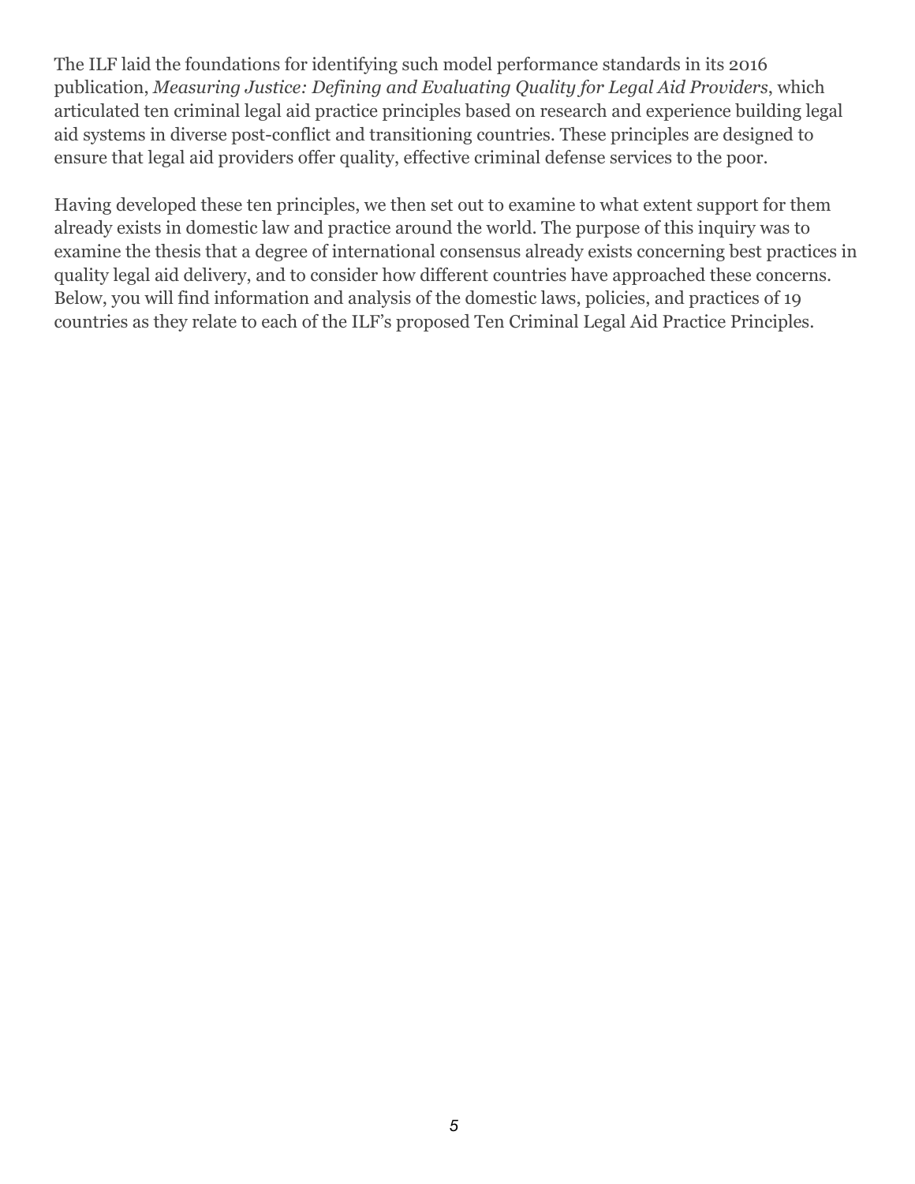The ILF laid the foundations for identifying such model performance standards in its 2016 publication, *Measuring Justice: Defining and Evaluating Quality for Legal Aid Providers*, which articulated ten criminal legal aid practice principles based on research and experience building legal aid systems in diverse post-conflict and transitioning countries. These principles are designed to ensure that legal aid providers offer quality, effective criminal defense services to the poor.

Having developed these ten principles, we then set out to examine to what extent support for them already exists in domestic law and practice around the world. The purpose of this inquiry was to examine the thesis that a degree of international consensus already exists concerning best practices in quality legal aid delivery, and to consider how different countries have approached these concerns. Below, you will find information and analysis of the domestic laws, policies, and practices of 19 countries as they relate to each of the ILF's proposed Ten Criminal Legal Aid Practice Principles.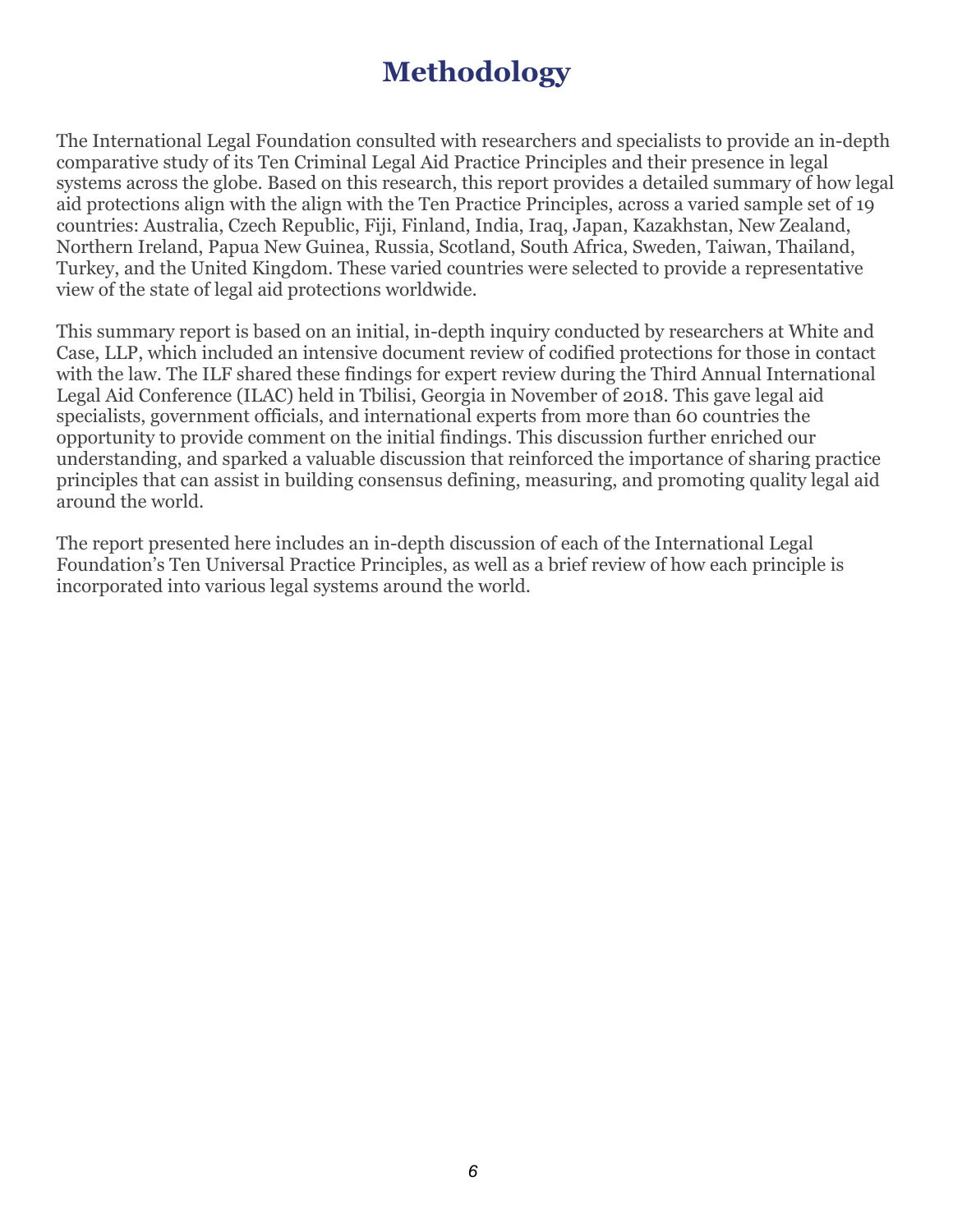# Methodology

The International Legal Foundation consulted with researchers and specialists to provide an in-depth comparative study of its Ten Criminal Legal Aid Practice Principles and their presence in legal systems across the globe. Based on this research, this report provides a detailed summary of how legal aid protections align with the align with the Ten Practice Principles, across a varied sample set of 19 countries: Australia, Czech Republic, Fiji, Finland, India, Iraq, Japan, Kazakhstan, New Zealand, Northern Ireland, Papua New Guinea, Russia, Scotland, South Africa, Sweden, Taiwan, Thailand, Turkey, and the United Kingdom. These varied countries were selected to provide a representative view of the state of legal aid protections worldwide.

This summary report is based on an initial, in-depth inquiry conducted by researchers at White and Case, LLP, which included an intensive document review of codified protections for those in contact with the law. The ILF shared these findings for expert review during the Third Annual International Legal Aid Conference (ILAC) held in Tbilisi, Georgia in November of 2018. This gave legal aid specialists, government officials, and international experts from more than 60 countries the opportunity to provide comment on the initial findings. This discussion further enriched our understanding, and sparked a valuable discussion that reinforced the importance of sharing practice principles that can assist in building consensus defining, measuring, and promoting quality legal aid around the world.

The report presented here includes an in-depth discussion of each of the International Legal Foundation's Ten Universal Practice Principles, as well as a brief review of how each principle is incorporated into various legal systems around the world.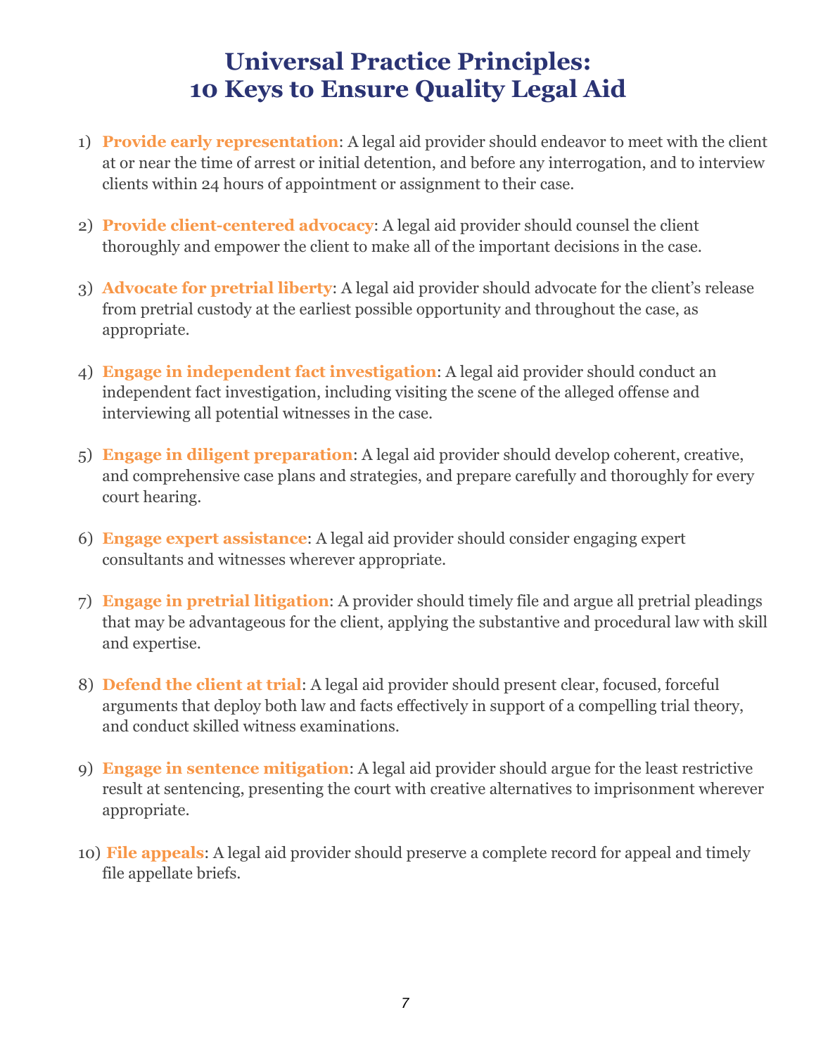# Universal Practice Principles: 10 Keys to Ensure Quality Legal Aid

1) **Provide early representation**: A legal aid provider should endeavor to meet with the client at or near the time of arrest or initial detention, and before any interrogation, and to interview clients within 24 hours of appointment or assignment to their case.

2) **Provide client-centered advocacy**: A legal aid provider should counsel the client thoroughly and empower the client to make all of the important decisions in the case.

3) **Advocate for pretrial liberty**: A legal aid provider should advocate for the client's release from pretrial custody at the earliest possible opportunity and throughout the case, as appropriate.

4) **Engage in independent fact investigation**: A legal aid provider should conduct an independent fact investigation, including visiting the scene of the alleged offense and interviewing all potential witnesses in the case.

5) **Engage in diligent preparation**: A legal aid provider should develop coherent, creative, and comprehensive case plans and strategies, and prepare carefully and thoroughly for every court hearing.

6) **Engage expert assistance**: A legal aid provider should consider engaging expert consultants and witnesses wherever appropriate.

7) **Engage in pretrial litigation**: A provider should timely file and argue all pretrial pleadings that may be advantageous for the client, applying the substantive and procedural law with skill and expertise.

8) **Defend the client at trial**: A legal aid provider should present clear, focused, forceful arguments that deploy both law and facts effectively in support of a compelling trial theory, and conduct skilled witness examinations.

9) **Engage in sentence mitigation**: A legal aid provider should argue for the least restrictive result at sentencing, presenting the court with creative alternatives to imprisonment wherever appropriate.

10) **File appeals**: A legal aid provider should preserve a complete record for appeal and timely file appellate briefs.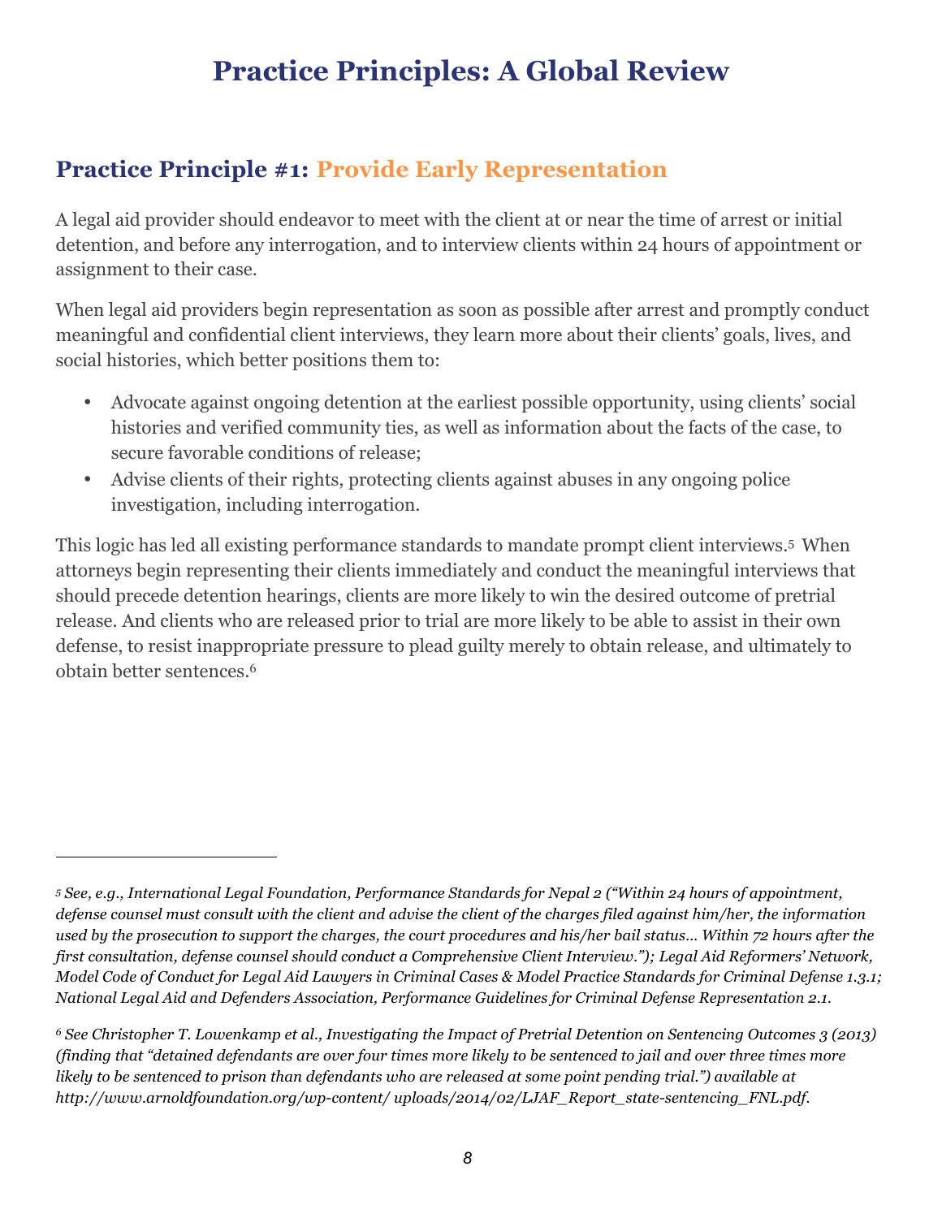# Practice Principles: A Global Review

## Practice Principle #1: Provide Early Representation

A legal aid provider should endeavor to meet with the client at or near the time of arrest or initial detention, and before any interrogation, and to interview clients within 24 hours of appointment or assignment to their case.

When legal aid providers begin representation as soon as possible after arrest and promptly conduct meaningful and confidential client interviews, they learn more about their clients' goals, lives, and social histories, which better positions them to:

- Advocate against ongoing detention at the earliest possible opportunity, using clients' social histories and verified community ties, as well as information about the facts of the case, to secure favorable conditions of release;
- Advise clients of their rights, protecting clients against abuses in any ongoing police investigation, including interrogation.

This logic has led all existing performance standards to mandate prompt client interviews.[5] When attorneys begin representing their clients immediately and conduct the meaningful interviews that should precede detention hearings, clients are more likely to win the desired outcome of pretrial release. And clients who are released prior to trial are more likely to be able to assist in their own defense, to resist inappropriate pressure to plead guilty merely to obtain release, and ultimately to obtain better sentences.[6]

---

[5] *See, e.g., International Legal Foundation, Performance Standards for Nepal 2 ("Within 24 hours of appointment, defense counsel must consult with the client and advise the client of the charges filed against him/her, the information used by the prosecution to support the charges, the court procedures and his/her bail status… Within 72 hours after the first consultation, defense counsel should conduct a Comprehensive Client Interview."); Legal Aid Reformers' Network, Model Code of Conduct for Legal Aid Lawyers in Criminal Cases & Model Practice Standards for Criminal Defense 1.3.1; National Legal Aid and Defenders Association, Performance Guidelines for Criminal Defense Representation 2.1.*

[6] *See Christopher T. Lowenkamp et al., Investigating the Impact of Pretrial Detention on Sentencing Outcomes 3 (2013) (finding that "detained defendants are over four times more likely to be sentenced to jail and over three times more likely to be sentenced to prison than defendants who are released at some point pending trial.") available at http://www.arnoldfoundation.org/wp-content/ uploads/2014/02/LJAF_Report_state-sentencing_FNL.pdf.*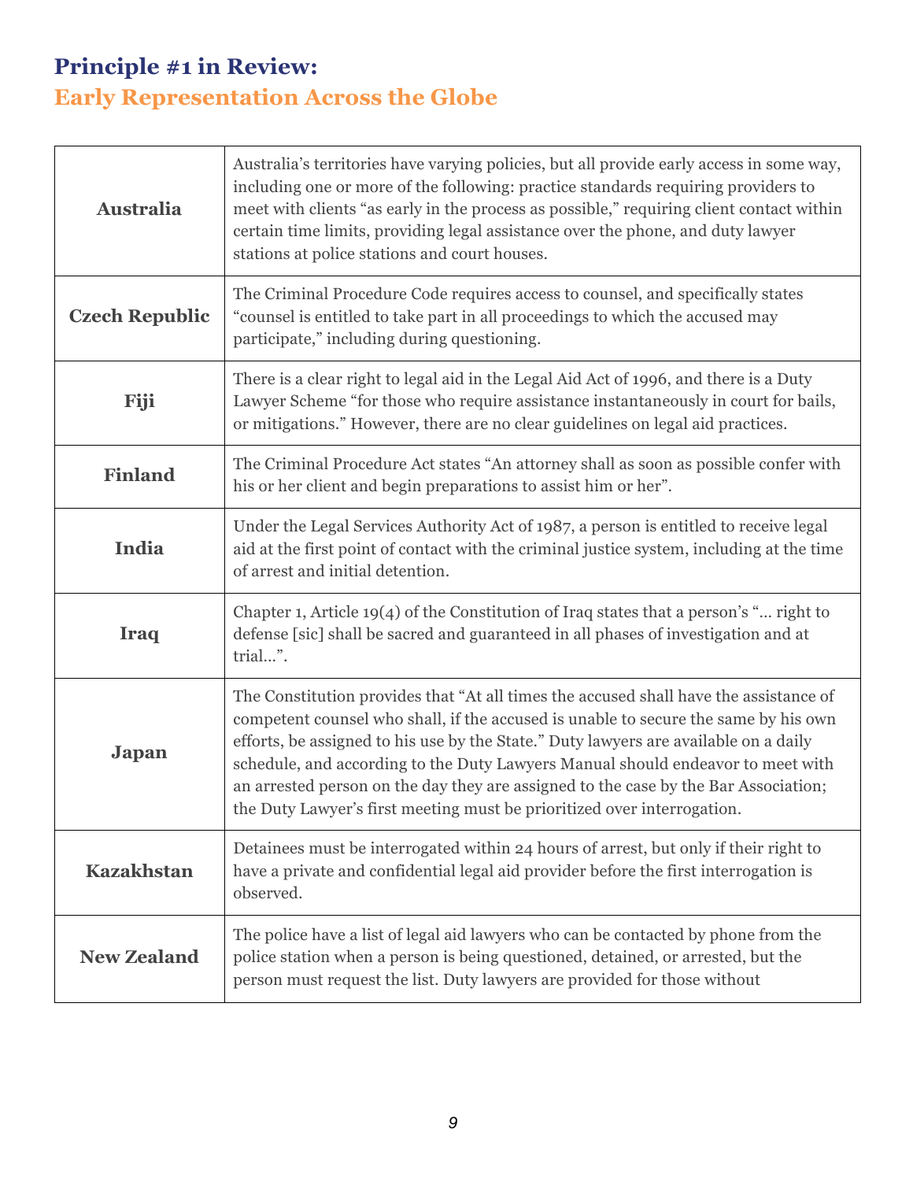## Principle #1 in Review:
## Early Representation Across the Globe

| | |
|---|---|
| **Australia** | Australia's territories have varying policies, but all provide early access in some way, including one or more of the following: practice standards requiring providers to meet with clients "as early in the process as possible," requiring client contact within certain time limits, providing legal assistance over the phone, and duty lawyer stations at police stations and court houses. |
| **Czech Republic** | The Criminal Procedure Code requires access to counsel, and specifically states "counsel is entitled to take part in all proceedings to which the accused may participate," including during questioning. |
| **Fiji** | There is a clear right to legal aid in the Legal Aid Act of 1996, and there is a Duty Lawyer Scheme "for those who require assistance instantaneously in court for bails, or mitigations." However, there are no clear guidelines on legal aid practices. |
| **Finland** | The Criminal Procedure Act states "An attorney shall as soon as possible confer with his or her client and begin preparations to assist him or her". |
| **India** | Under the Legal Services Authority Act of 1987, a person is entitled to receive legal aid at the first point of contact with the criminal justice system, including at the time of arrest and initial detention. |
| **Iraq** | Chapter 1, Article 19(4) of the Constitution of Iraq states that a person's "… right to defense [sic] shall be sacred and guaranteed in all phases of investigation and at trial…". |
| **Japan** | The Constitution provides that "At all times the accused shall have the assistance of competent counsel who shall, if the accused is unable to secure the same by his own efforts, be assigned to his use by the State." Duty lawyers are available on a daily schedule, and according to the Duty Lawyers Manual should endeavor to meet with an arrested person on the day they are assigned to the case by the Bar Association; the Duty Lawyer's first meeting must be prioritized over interrogation. |
| **Kazakhstan** | Detainees must be interrogated within 24 hours of arrest, but only if their right to have a private and confidential legal aid provider before the first interrogation is observed. |
| **New Zealand** | The police have a list of legal aid lawyers who can be contacted by phone from the police station when a person is being questioned, detained, or arrested, but the person must request the list. Duty lawyers are provided for those without |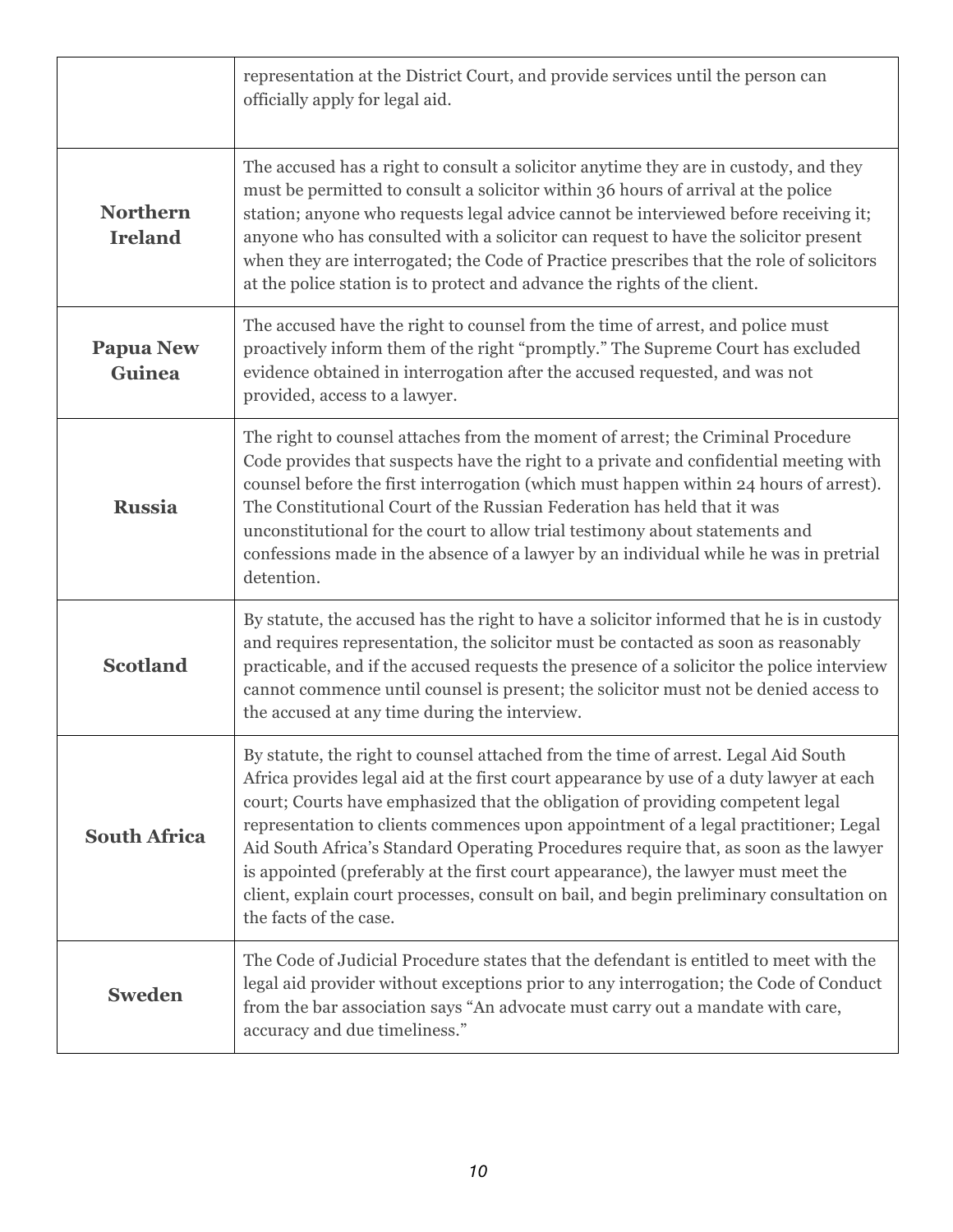| | |
|---|---|
| | representation at the District Court, and provide services until the person can officially apply for legal aid. |
| **Northern Ireland** | The accused has a right to consult a solicitor anytime they are in custody, and they must be permitted to consult a solicitor within 36 hours of arrival at the police station; anyone who requests legal advice cannot be interviewed before receiving it; anyone who has consulted with a solicitor can request to have the solicitor present when they are interrogated; the Code of Practice prescribes that the role of solicitors at the police station is to protect and advance the rights of the client. |
| **Papua New Guinea** | The accused have the right to counsel from the time of arrest, and police must proactively inform them of the right "promptly." The Supreme Court has excluded evidence obtained in interrogation after the accused requested, and was not provided, access to a lawyer. |
| **Russia** | The right to counsel attaches from the moment of arrest; the Criminal Procedure Code provides that suspects have the right to a private and confidential meeting with counsel before the first interrogation (which must happen within 24 hours of arrest). The Constitutional Court of the Russian Federation has held that it was unconstitutional for the court to allow trial testimony about statements and confessions made in the absence of a lawyer by an individual while he was in pretrial detention. |
| **Scotland** | By statute, the accused has the right to have a solicitor informed that he is in custody and requires representation, the solicitor must be contacted as soon as reasonably practicable, and if the accused requests the presence of a solicitor the police interview cannot commence until counsel is present; the solicitor must not be denied access to the accused at any time during the interview. |
| **South Africa** | By statute, the right to counsel attached from the time of arrest. Legal Aid South Africa provides legal aid at the first court appearance by use of a duty lawyer at each court; Courts have emphasized that the obligation of providing competent legal representation to clients commences upon appointment of a legal practitioner; Legal Aid South Africa's Standard Operating Procedures require that, as soon as the lawyer is appointed (preferably at the first court appearance), the lawyer must meet the client, explain court processes, consult on bail, and begin preliminary consultation on the facts of the case. |
| **Sweden** | The Code of Judicial Procedure states that the defendant is entitled to meet with the legal aid provider without exceptions prior to any interrogation; the Code of Conduct from the bar association says "An advocate must carry out a mandate with care, accuracy and due timeliness." |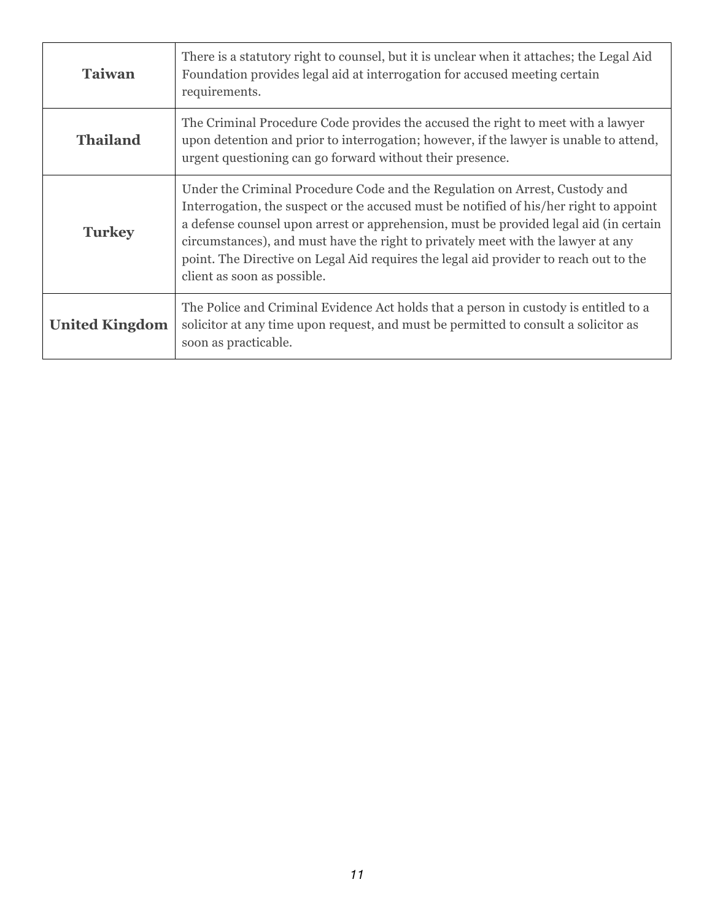| | |
|---|---|
| **Taiwan** | There is a statutory right to counsel, but it is unclear when it attaches; the Legal Aid Foundation provides legal aid at interrogation for accused meeting certain requirements. |
| **Thailand** | The Criminal Procedure Code provides the accused the right to meet with a lawyer upon detention and prior to interrogation; however, if the lawyer is unable to attend, urgent questioning can go forward without their presence. |
| **Turkey** | Under the Criminal Procedure Code and the Regulation on Arrest, Custody and Interrogation, the suspect or the accused must be notified of his/her right to appoint a defense counsel upon arrest or apprehension, must be provided legal aid (in certain circumstances), and must have the right to privately meet with the lawyer at any point. The Directive on Legal Aid requires the legal aid provider to reach out to the client as soon as possible. |
| **United Kingdom** | The Police and Criminal Evidence Act holds that a person in custody is entitled to a solicitor at any time upon request, and must be permitted to consult a solicitor as soon as practicable. |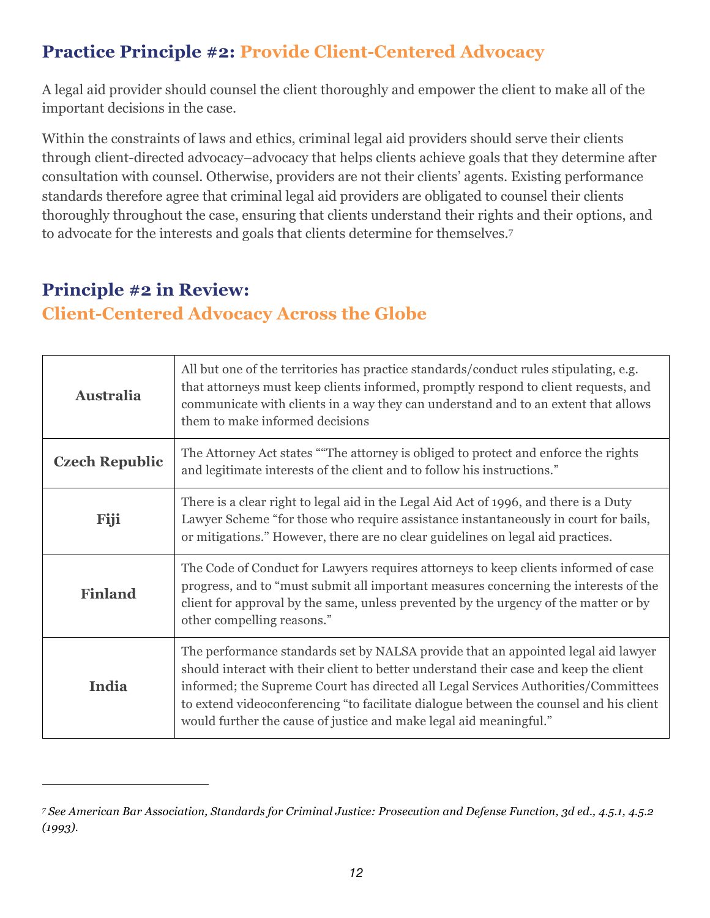## Practice Principle #2: Provide Client-Centered Advocacy

A legal aid provider should counsel the client thoroughly and empower the client to make all of the important decisions in the case.

Within the constraints of laws and ethics, criminal legal aid providers should serve their clients through client-directed advocacy–advocacy that helps clients achieve goals that they determine after consultation with counsel. Otherwise, providers are not their clients' agents. Existing performance standards therefore agree that criminal legal aid providers are obligated to counsel their clients thoroughly throughout the case, ensuring that clients understand their rights and their options, and to advocate for the interests and goals that clients determine for themselves.[7]

## Principle #2 in Review: Client-Centered Advocacy Across the Globe

| | |
|---|---|
| **Australia** | All but one of the territories has practice standards/conduct rules stipulating, e.g. that attorneys must keep clients informed, promptly respond to client requests, and communicate with clients in a way they can understand and to an extent that allows them to make informed decisions |
| **Czech Republic** | The Attorney Act states ""The attorney is obliged to protect and enforce the rights and legitimate interests of the client and to follow his instructions." |
| **Fiji** | There is a clear right to legal aid in the Legal Aid Act of 1996, and there is a Duty Lawyer Scheme "for those who require assistance instantaneously in court for bails, or mitigations." However, there are no clear guidelines on legal aid practices. |
| **Finland** | The Code of Conduct for Lawyers requires attorneys to keep clients informed of case progress, and to "must submit all important measures concerning the interests of the client for approval by the same, unless prevented by the urgency of the matter or by other compelling reasons." |
| **India** | The performance standards set by NALSA provide that an appointed legal aid lawyer should interact with their client to better understand their case and keep the client informed; the Supreme Court has directed all Legal Services Authorities/Committees to extend videoconferencing "to facilitate dialogue between the counsel and his client would further the cause of justice and make legal aid meaningful." |

[7] *See American Bar Association, Standards for Criminal Justice: Prosecution and Defense Function, 3d ed., 4.5.1, 4.5.2 (1993).*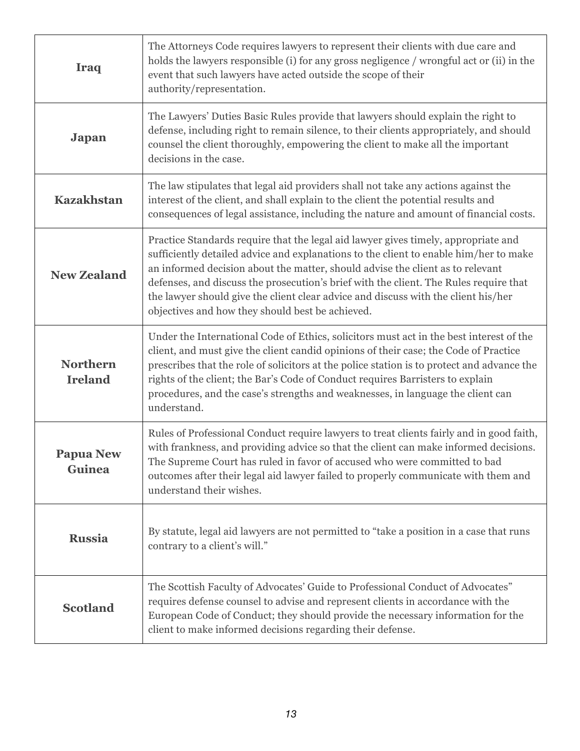| | |
|---|---|
| **Iraq** | The Attorneys Code requires lawyers to represent their clients with due care and holds the lawyers responsible (i) for any gross negligence / wrongful act or (ii) in the event that such lawyers have acted outside the scope of their authority/representation. |
| **Japan** | The Lawyers' Duties Basic Rules provide that lawyers should explain the right to defense, including right to remain silence, to their clients appropriately, and should counsel the client thoroughly, empowering the client to make all the important decisions in the case. |
| **Kazakhstan** | The law stipulates that legal aid providers shall not take any actions against the interest of the client, and shall explain to the client the potential results and consequences of legal assistance, including the nature and amount of financial costs. |
| **New Zealand** | Practice Standards require that the legal aid lawyer gives timely, appropriate and sufficiently detailed advice and explanations to the client to enable him/her to make an informed decision about the matter, should advise the client as to relevant defenses, and discuss the prosecution's brief with the client. The Rules require that the lawyer should give the client clear advice and discuss with the client his/her objectives and how they should best be achieved. |
| **Northern Ireland** | Under the International Code of Ethics, solicitors must act in the best interest of the client, and must give the client candid opinions of their case; the Code of Practice prescribes that the role of solicitors at the police station is to protect and advance the rights of the client; the Bar's Code of Conduct requires Barristers to explain procedures, and the case's strengths and weaknesses, in language the client can understand. |
| **Papua New Guinea** | Rules of Professional Conduct require lawyers to treat clients fairly and in good faith, with frankness, and providing advice so that the client can make informed decisions. The Supreme Court has ruled in favor of accused who were committed to bad outcomes after their legal aid lawyer failed to properly communicate with them and understand their wishes. |
| **Russia** | By statute, legal aid lawyers are not permitted to "take a position in a case that runs contrary to a client's will." |
| **Scotland** | The Scottish Faculty of Advocates' Guide to Professional Conduct of Advocates" requires defense counsel to advise and represent clients in accordance with the European Code of Conduct; they should provide the necessary information for the client to make informed decisions regarding their defense. |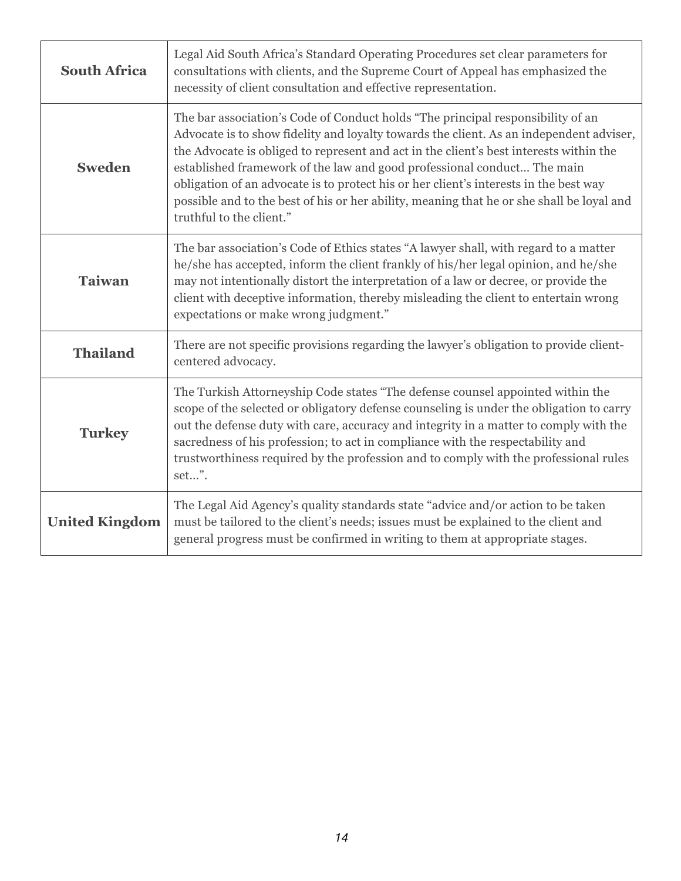| | |
|---|---|
| **South Africa** | Legal Aid South Africa's Standard Operating Procedures set clear parameters for consultations with clients, and the Supreme Court of Appeal has emphasized the necessity of client consultation and effective representation. |
| **Sweden** | The bar association's Code of Conduct holds "The principal responsibility of an Advocate is to show fidelity and loyalty towards the client. As an independent adviser, the Advocate is obliged to represent and act in the client's best interests within the established framework of the law and good professional conduct… The main obligation of an advocate is to protect his or her client's interests in the best way possible and to the best of his or her ability, meaning that he or she shall be loyal and truthful to the client." |
| **Taiwan** | The bar association's Code of Ethics states "A lawyer shall, with regard to a matter he/she has accepted, inform the client frankly of his/her legal opinion, and he/she may not intentionally distort the interpretation of a law or decree, or provide the client with deceptive information, thereby misleading the client to entertain wrong expectations or make wrong judgment." |
| **Thailand** | There are not specific provisions regarding the lawyer's obligation to provide client-centered advocacy. |
| **Turkey** | The Turkish Attorneyship Code states "The defense counsel appointed within the scope of the selected or obligatory defense counseling is under the obligation to carry out the defense duty with care, accuracy and integrity in a matter to comply with the sacredness of his profession; to act in compliance with the respectability and trustworthiness required by the profession and to comply with the professional rules set…". |
| **United Kingdom** | The Legal Aid Agency's quality standards state "advice and/or action to be taken must be tailored to the client's needs; issues must be explained to the client and general progress must be confirmed in writing to them at appropriate stages. |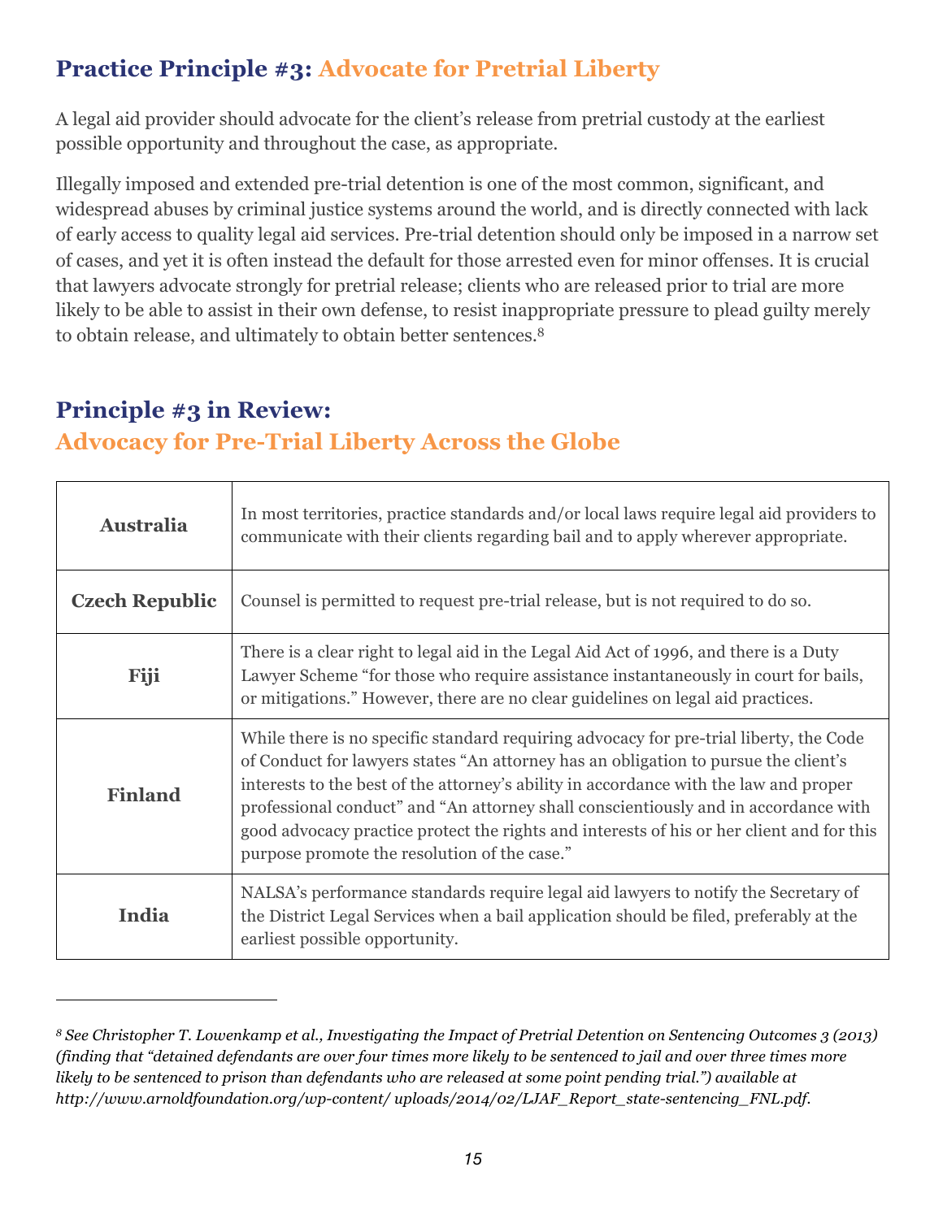## Practice Principle #3: Advocate for Pretrial Liberty

A legal aid provider should advocate for the client's release from pretrial custody at the earliest possible opportunity and throughout the case, as appropriate.

Illegally imposed and extended pre-trial detention is one of the most common, significant, and widespread abuses by criminal justice systems around the world, and is directly connected with lack of early access to quality legal aid services. Pre-trial detention should only be imposed in a narrow set of cases, and yet it is often instead the default for those arrested even for minor offenses. It is crucial that lawyers advocate strongly for pretrial release; clients who are released prior to trial are more likely to be able to assist in their own defense, to resist inappropriate pressure to plead guilty merely to obtain release, and ultimately to obtain better sentences.[8]

## Principle #3 in Review:
## Advocacy for Pre-Trial Liberty Across the Globe

| | |
|---|---|
| **Australia** | In most territories, practice standards and/or local laws require legal aid providers to communicate with their clients regarding bail and to apply wherever appropriate. |
| **Czech Republic** | Counsel is permitted to request pre-trial release, but is not required to do so. |
| **Fiji** | There is a clear right to legal aid in the Legal Aid Act of 1996, and there is a Duty Lawyer Scheme "for those who require assistance instantaneously in court for bails, or mitigations." However, there are no clear guidelines on legal aid practices. |
| **Finland** | While there is no specific standard requiring advocacy for pre-trial liberty, the Code of Conduct for lawyers states "An attorney has an obligation to pursue the client's interests to the best of the attorney's ability in accordance with the law and proper professional conduct" and "An attorney shall conscientiously and in accordance with good advocacy practice protect the rights and interests of his or her client and for this purpose promote the resolution of the case." |
| **India** | NALSA's performance standards require legal aid lawyers to notify the Secretary of the District Legal Services when a bail application should be filed, preferably at the earliest possible opportunity. |

---

*[8] See Christopher T. Lowenkamp et al., Investigating the Impact of Pretrial Detention on Sentencing Outcomes 3 (2013) (finding that "detained defendants are over four times more likely to be sentenced to jail and over three times more likely to be sentenced to prison than defendants who are released at some point pending trial.") available at http://www.arnoldfoundation.org/wp-content/ uploads/2014/02/LJAF_Report_state-sentencing_FNL.pdf.*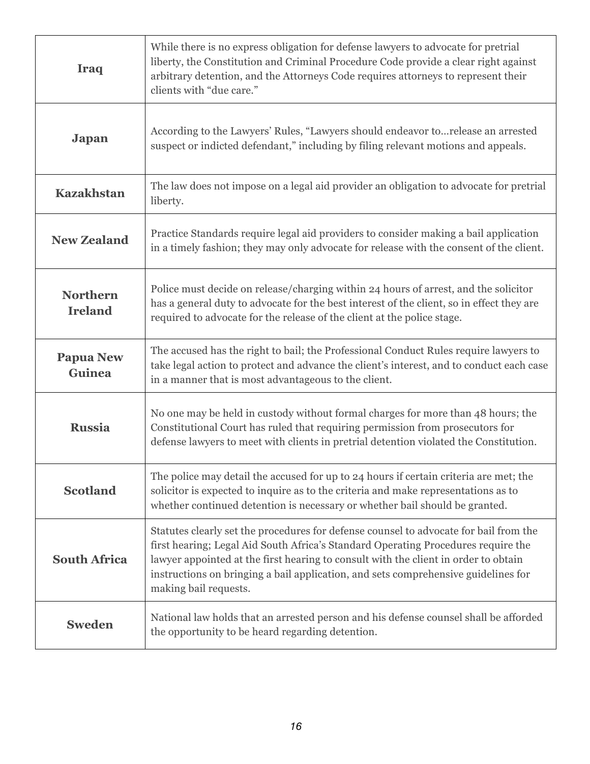| | |
|---|---|
| **Iraq** | While there is no express obligation for defense lawyers to advocate for pretrial liberty, the Constitution and Criminal Procedure Code provide a clear right against arbitrary detention, and the Attorneys Code requires attorneys to represent their clients with "due care." |
| **Japan** | According to the Lawyers' Rules, "Lawyers should endeavor to…release an arrested suspect or indicted defendant," including by filing relevant motions and appeals. |
| **Kazakhstan** | The law does not impose on a legal aid provider an obligation to advocate for pretrial liberty. |
| **New Zealand** | Practice Standards require legal aid providers to consider making a bail application in a timely fashion; they may only advocate for release with the consent of the client. |
| **Northern Ireland** | Police must decide on release/charging within 24 hours of arrest, and the solicitor has a general duty to advocate for the best interest of the client, so in effect they are required to advocate for the release of the client at the police stage. |
| **Papua New Guinea** | The accused has the right to bail; the Professional Conduct Rules require lawyers to take legal action to protect and advance the client's interest, and to conduct each case in a manner that is most advantageous to the client. |
| **Russia** | No one may be held in custody without formal charges for more than 48 hours; the Constitutional Court has ruled that requiring permission from prosecutors for defense lawyers to meet with clients in pretrial detention violated the Constitution. |
| **Scotland** | The police may detail the accused for up to 24 hours if certain criteria are met; the solicitor is expected to inquire as to the criteria and make representations as to whether continued detention is necessary or whether bail should be granted. |
| **South Africa** | Statutes clearly set the procedures for defense counsel to advocate for bail from the first hearing; Legal Aid South Africa's Standard Operating Procedures require the lawyer appointed at the first hearing to consult with the client in order to obtain instructions on bringing a bail application, and sets comprehensive guidelines for making bail requests. |
| **Sweden** | National law holds that an arrested person and his defense counsel shall be afforded the opportunity to be heard regarding detention. |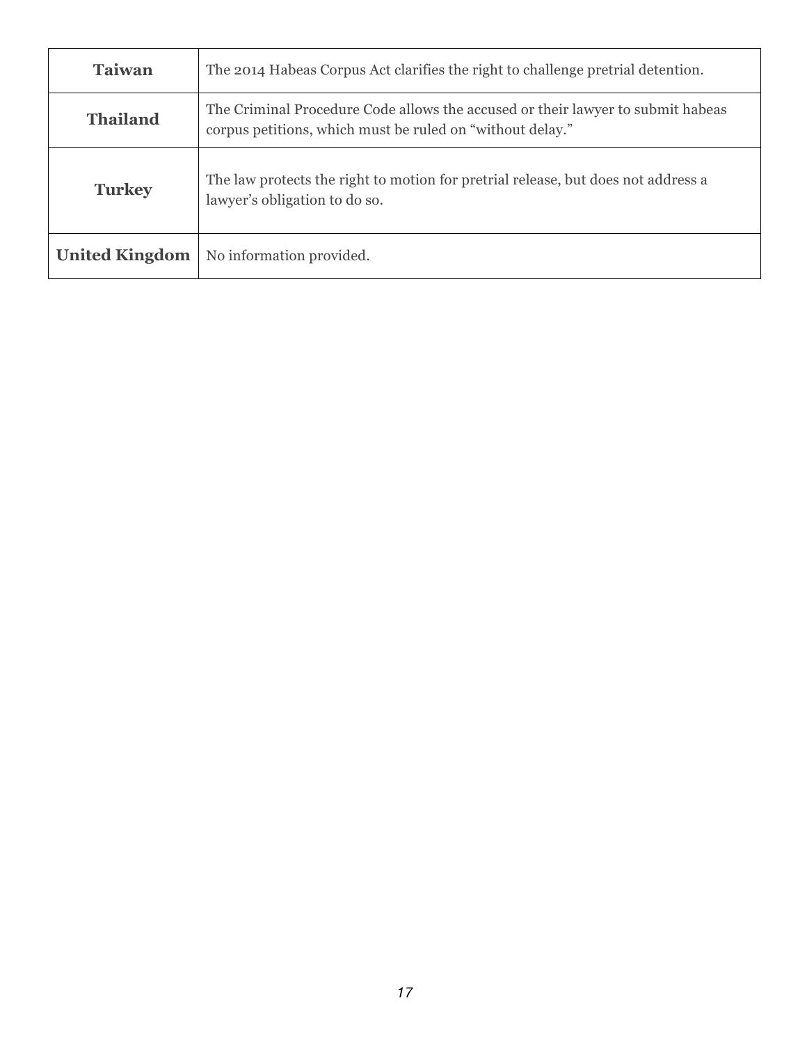| | |
|---|---|
| **Taiwan** | The 2014 Habeas Corpus Act clarifies the right to challenge pretrial detention. |
| **Thailand** | The Criminal Procedure Code allows the accused or their lawyer to submit habeas corpus petitions, which must be ruled on "without delay." |
| **Turkey** | The law protects the right to motion for pretrial release, but does not address a lawyer's obligation to do so. |
| **United Kingdom** | No information provided. |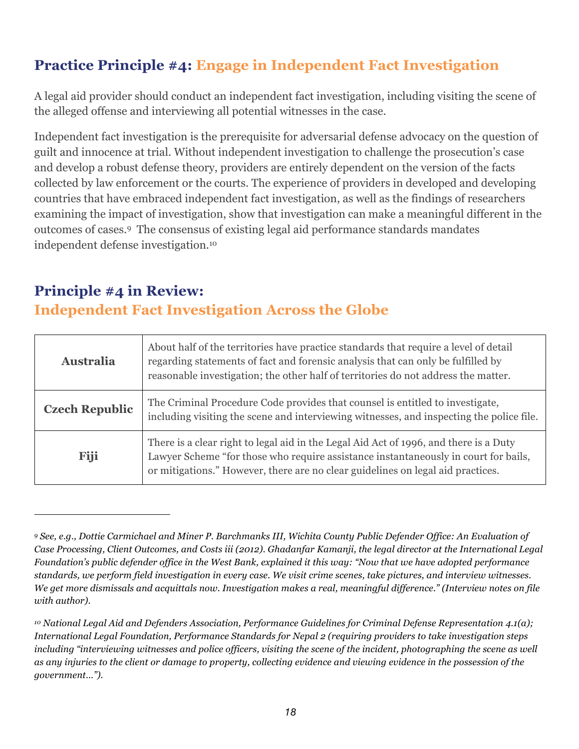## Practice Principle #4: Engage in Independent Fact Investigation

A legal aid provider should conduct an independent fact investigation, including visiting the scene of the alleged offense and interviewing all potential witnesses in the case.

Independent fact investigation is the prerequisite for adversarial defense advocacy on the question of guilt and innocence at trial. Without independent investigation to challenge the prosecution's case and develop a robust defense theory, providers are entirely dependent on the version of the facts collected by law enforcement or the courts. The experience of providers in developed and developing countries that have embraced independent fact investigation, as well as the findings of researchers examining the impact of investigation, show that investigation can make a meaningful different in the outcomes of cases.[9] The consensus of existing legal aid performance standards mandates independent defense investigation.[10]

## Principle #4 in Review: Independent Fact Investigation Across the Globe

| | |
|---|---|
| **Australia** | About half of the territories have practice standards that require a level of detail regarding statements of fact and forensic analysis that can only be fulfilled by reasonable investigation; the other half of territories do not address the matter. |
| **Czech Republic** | The Criminal Procedure Code provides that counsel is entitled to investigate, including visiting the scene and interviewing witnesses, and inspecting the police file. |
| **Fiji** | There is a clear right to legal aid in the Legal Aid Act of 1996, and there is a Duty Lawyer Scheme "for those who require assistance instantaneously in court for bails, or mitigations." However, there are no clear guidelines on legal aid practices. |

---

*[9] See, e.g., Dottie Carmichael and Miner P. Barchmanks III, Wichita County Public Defender Office: An Evaluation of Case Processing, Client Outcomes, and Costs iii (2012). Ghadanfar Kamanji, the legal director at the International Legal Foundation's public defender office in the West Bank, explained it this way: "Now that we have adopted performance standards, we perform field investigation in every case. We visit crime scenes, take pictures, and interview witnesses. We get more dismissals and acquittals now. Investigation makes a real, meaningful difference." (Interview notes on file with author).*

*[10] National Legal Aid and Defenders Association, Performance Guidelines for Criminal Defense Representation 4.1(a); International Legal Foundation, Performance Standards for Nepal 2 (requiring providers to take investigation steps including "interviewing witnesses and police officers, visiting the scene of the incident, photographing the scene as well as any injuries to the client or damage to property, collecting evidence and viewing evidence in the possession of the government…").*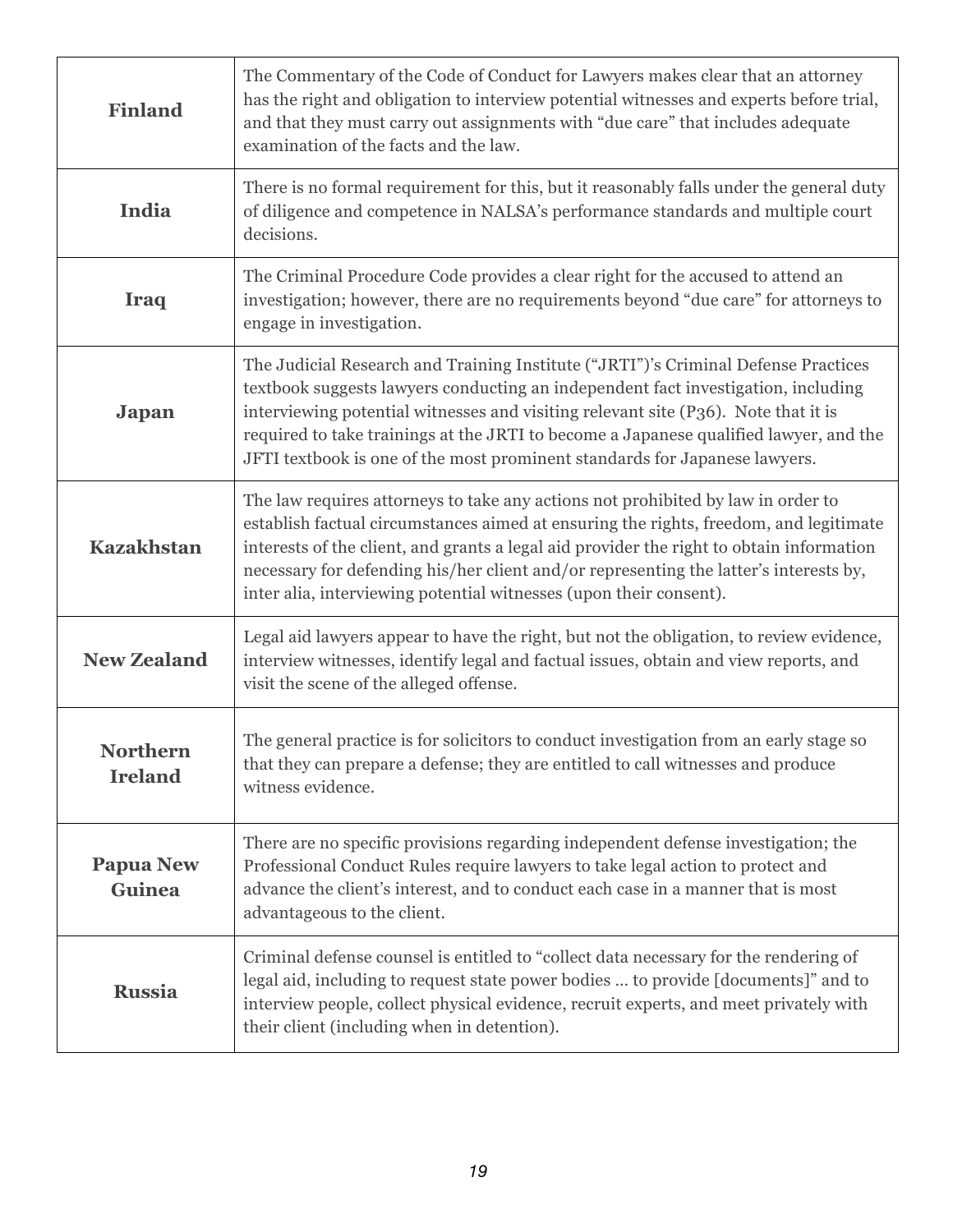| | |
|---|---|
| **Finland** | The Commentary of the Code of Conduct for Lawyers makes clear that an attorney has the right and obligation to interview potential witnesses and experts before trial, and that they must carry out assignments with "due care" that includes adequate examination of the facts and the law. |
| **India** | There is no formal requirement for this, but it reasonably falls under the general duty of diligence and competence in NALSA's performance standards and multiple court decisions. |
| **Iraq** | The Criminal Procedure Code provides a clear right for the accused to attend an investigation; however, there are no requirements beyond "due care" for attorneys to engage in investigation. |
| **Japan** | The Judicial Research and Training Institute ("JRTI")'s Criminal Defense Practices textbook suggests lawyers conducting an independent fact investigation, including interviewing potential witnesses and visiting relevant site (P36). Note that it is required to take trainings at the JRTI to become a Japanese qualified lawyer, and the JFTI textbook is one of the most prominent standards for Japanese lawyers. |
| **Kazakhstan** | The law requires attorneys to take any actions not prohibited by law in order to establish factual circumstances aimed at ensuring the rights, freedom, and legitimate interests of the client, and grants a legal aid provider the right to obtain information necessary for defending his/her client and/or representing the latter's interests by, inter alia, interviewing potential witnesses (upon their consent). |
| **New Zealand** | Legal aid lawyers appear to have the right, but not the obligation, to review evidence, interview witnesses, identify legal and factual issues, obtain and view reports, and visit the scene of the alleged offense. |
| **Northern Ireland** | The general practice is for solicitors to conduct investigation from an early stage so that they can prepare a defense; they are entitled to call witnesses and produce witness evidence. |
| **Papua New Guinea** | There are no specific provisions regarding independent defense investigation; the Professional Conduct Rules require lawyers to take legal action to protect and advance the client's interest, and to conduct each case in a manner that is most advantageous to the client. |
| **Russia** | Criminal defense counsel is entitled to "collect data necessary for the rendering of legal aid, including to request state power bodies … to provide [documents]" and to interview people, collect physical evidence, recruit experts, and meet privately with their client (including when in detention). |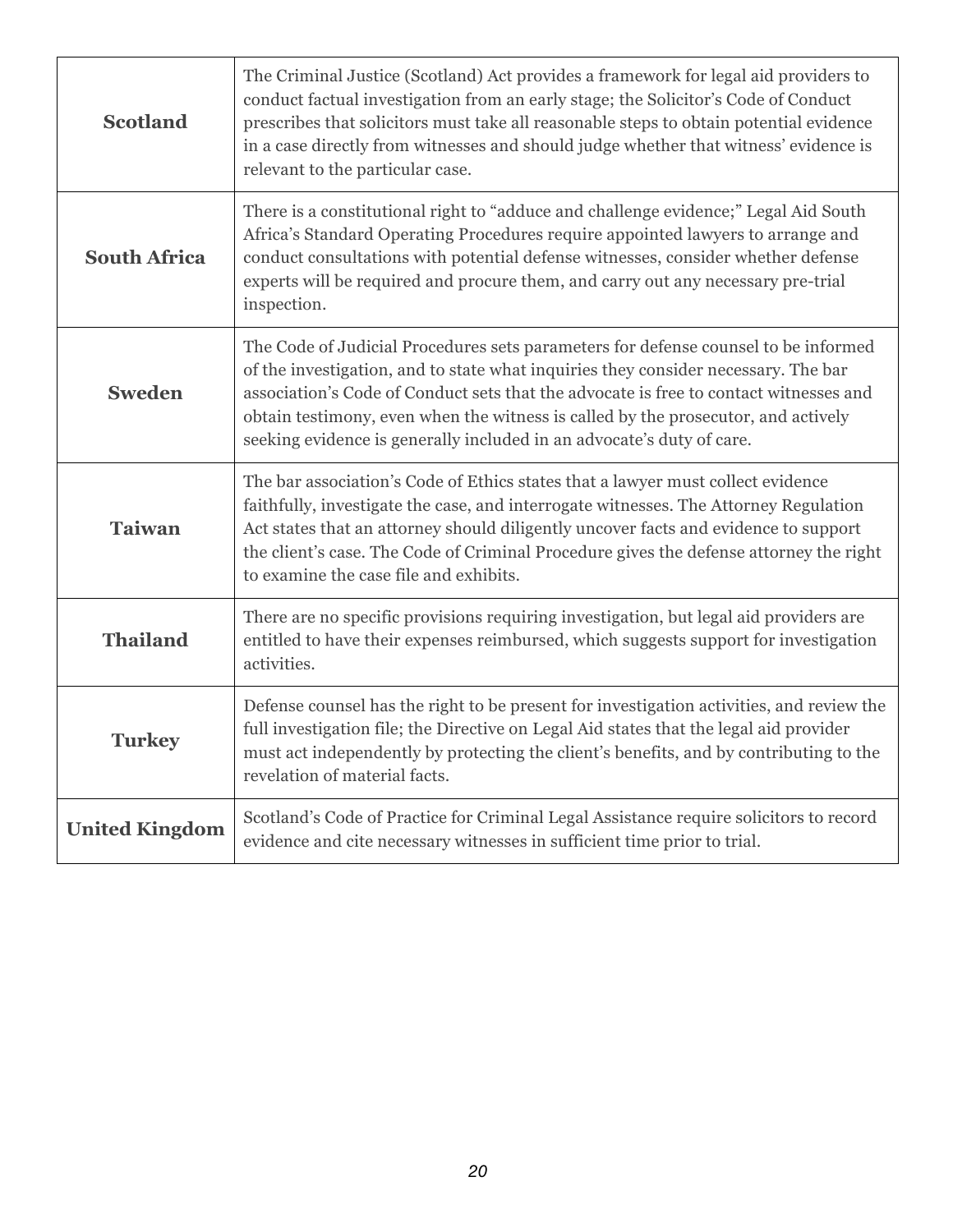| | |
|---|---|
| **Scotland** | The Criminal Justice (Scotland) Act provides a framework for legal aid providers to conduct factual investigation from an early stage; the Solicitor's Code of Conduct prescribes that solicitors must take all reasonable steps to obtain potential evidence in a case directly from witnesses and should judge whether that witness' evidence is relevant to the particular case. |
| **South Africa** | There is a constitutional right to "adduce and challenge evidence;" Legal Aid South Africa's Standard Operating Procedures require appointed lawyers to arrange and conduct consultations with potential defense witnesses, consider whether defense experts will be required and procure them, and carry out any necessary pre-trial inspection. |
| **Sweden** | The Code of Judicial Procedures sets parameters for defense counsel to be informed of the investigation, and to state what inquiries they consider necessary. The bar association's Code of Conduct sets that the advocate is free to contact witnesses and obtain testimony, even when the witness is called by the prosecutor, and actively seeking evidence is generally included in an advocate's duty of care. |
| **Taiwan** | The bar association's Code of Ethics states that a lawyer must collect evidence faithfully, investigate the case, and interrogate witnesses. The Attorney Regulation Act states that an attorney should diligently uncover facts and evidence to support the client's case. The Code of Criminal Procedure gives the defense attorney the right to examine the case file and exhibits. |
| **Thailand** | There are no specific provisions requiring investigation, but legal aid providers are entitled to have their expenses reimbursed, which suggests support for investigation activities. |
| **Turkey** | Defense counsel has the right to be present for investigation activities, and review the full investigation file; the Directive on Legal Aid states that the legal aid provider must act independently by protecting the client's benefits, and by contributing to the revelation of material facts. |
| **United Kingdom** | Scotland's Code of Practice for Criminal Legal Assistance require solicitors to record evidence and cite necessary witnesses in sufficient time prior to trial. |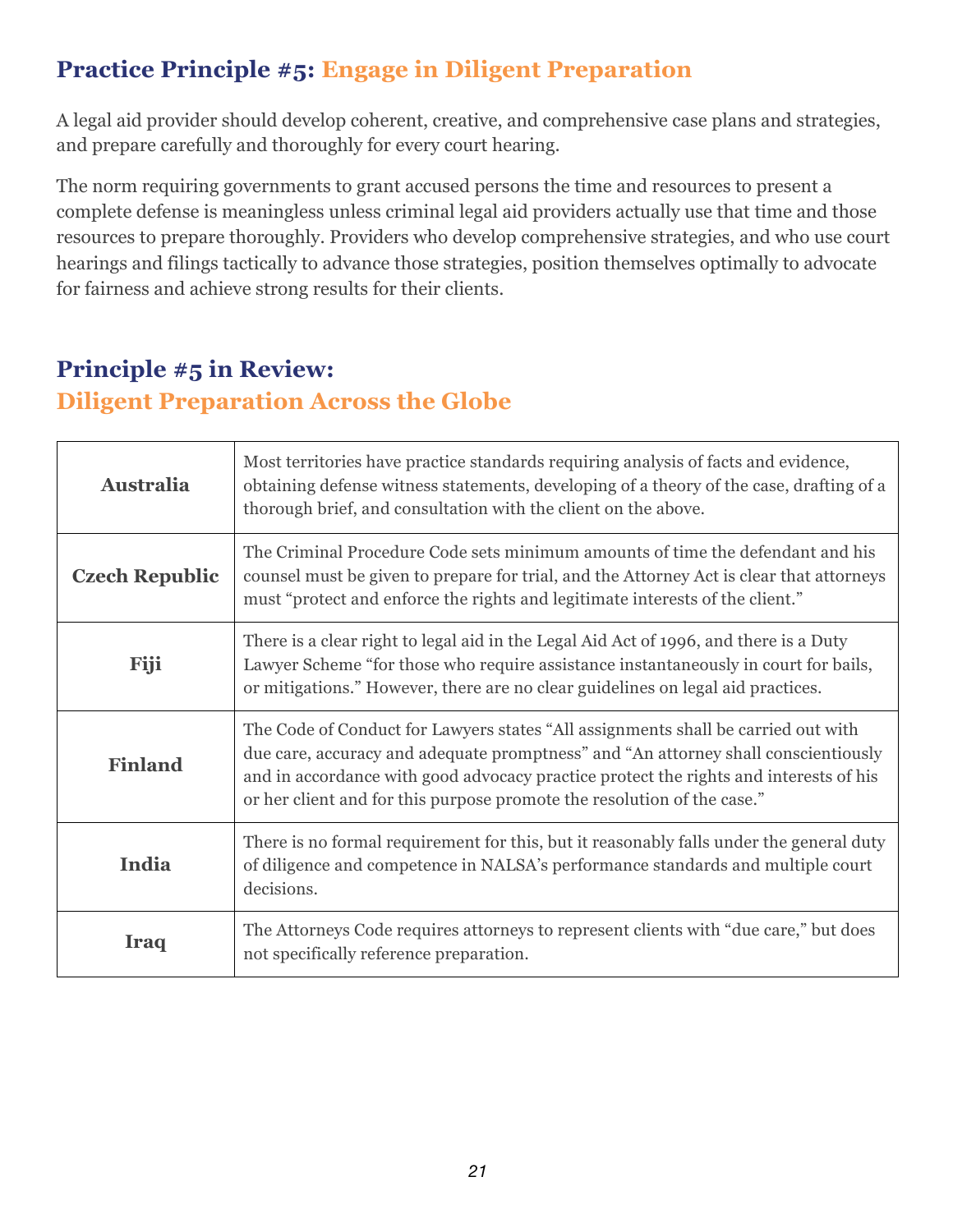## **Practice Principle #5:** Engage in Diligent Preparation

A legal aid provider should develop coherent, creative, and comprehensive case plans and strategies, and prepare carefully and thoroughly for every court hearing.

The norm requiring governments to grant accused persons the time and resources to present a complete defense is meaningless unless criminal legal aid providers actually use that time and those resources to prepare thoroughly. Providers who develop comprehensive strategies, and who use court hearings and filings tactically to advance those strategies, position themselves optimally to advocate for fairness and achieve strong results for their clients.

## **Principle #5 in Review:**
## Diligent Preparation Across the Globe

| | |
|---|---|
| **Australia** | Most territories have practice standards requiring analysis of facts and evidence, obtaining defense witness statements, developing of a theory of the case, drafting of a thorough brief, and consultation with the client on the above. |
| **Czech Republic** | The Criminal Procedure Code sets minimum amounts of time the defendant and his counsel must be given to prepare for trial, and the Attorney Act is clear that attorneys must "protect and enforce the rights and legitimate interests of the client." |
| **Fiji** | There is a clear right to legal aid in the Legal Aid Act of 1996, and there is a Duty Lawyer Scheme "for those who require assistance instantaneously in court for bails, or mitigations." However, there are no clear guidelines on legal aid practices. |
| **Finland** | The Code of Conduct for Lawyers states "All assignments shall be carried out with due care, accuracy and adequate promptness" and "An attorney shall conscientiously and in accordance with good advocacy practice protect the rights and interests of his or her client and for this purpose promote the resolution of the case." |
| **India** | There is no formal requirement for this, but it reasonably falls under the general duty of diligence and competence in NALSA's performance standards and multiple court decisions. |
| **Iraq** | The Attorneys Code requires attorneys to represent clients with "due care," but does not specifically reference preparation. |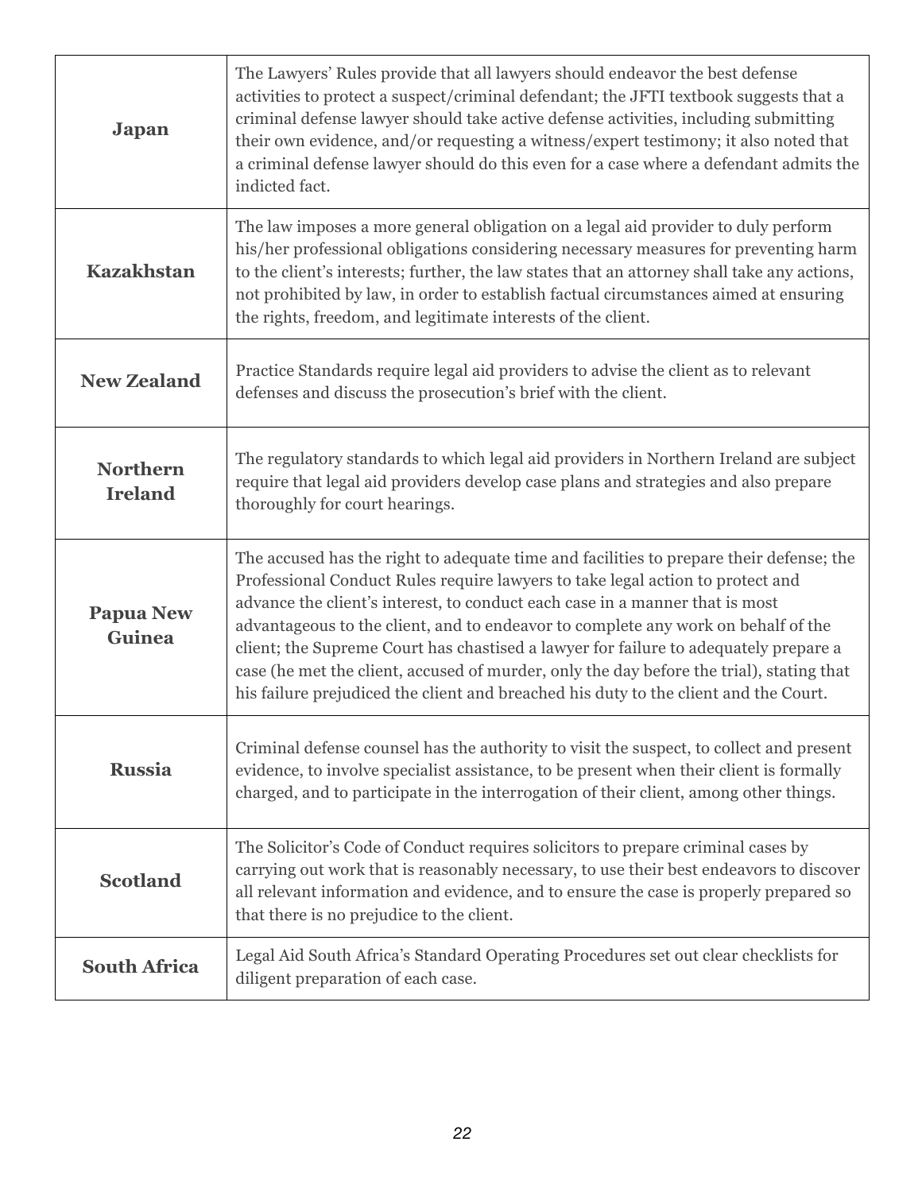| | |
|---|---|
| **Japan** | The Lawyers' Rules provide that all lawyers should endeavor the best defense activities to protect a suspect/criminal defendant; the JFTI textbook suggests that a criminal defense lawyer should take active defense activities, including submitting their own evidence, and/or requesting a witness/expert testimony; it also noted that a criminal defense lawyer should do this even for a case where a defendant admits the indicted fact. |
| **Kazakhstan** | The law imposes a more general obligation on a legal aid provider to duly perform his/her professional obligations considering necessary measures for preventing harm to the client's interests; further, the law states that an attorney shall take any actions, not prohibited by law, in order to establish factual circumstances aimed at ensuring the rights, freedom, and legitimate interests of the client. |
| **New Zealand** | Practice Standards require legal aid providers to advise the client as to relevant defenses and discuss the prosecution's brief with the client. |
| **Northern Ireland** | The regulatory standards to which legal aid providers in Northern Ireland are subject require that legal aid providers develop case plans and strategies and also prepare thoroughly for court hearings. |
| **Papua New Guinea** | The accused has the right to adequate time and facilities to prepare their defense; the Professional Conduct Rules require lawyers to take legal action to protect and advance the client's interest, to conduct each case in a manner that is most advantageous to the client, and to endeavor to complete any work on behalf of the client; the Supreme Court has chastised a lawyer for failure to adequately prepare a case (he met the client, accused of murder, only the day before the trial), stating that his failure prejudiced the client and breached his duty to the client and the Court. |
| **Russia** | Criminal defense counsel has the authority to visit the suspect, to collect and present evidence, to involve specialist assistance, to be present when their client is formally charged, and to participate in the interrogation of their client, among other things. |
| **Scotland** | The Solicitor's Code of Conduct requires solicitors to prepare criminal cases by carrying out work that is reasonably necessary, to use their best endeavors to discover all relevant information and evidence, and to ensure the case is properly prepared so that there is no prejudice to the client. |
| **South Africa** | Legal Aid South Africa's Standard Operating Procedures set out clear checklists for diligent preparation of each case. |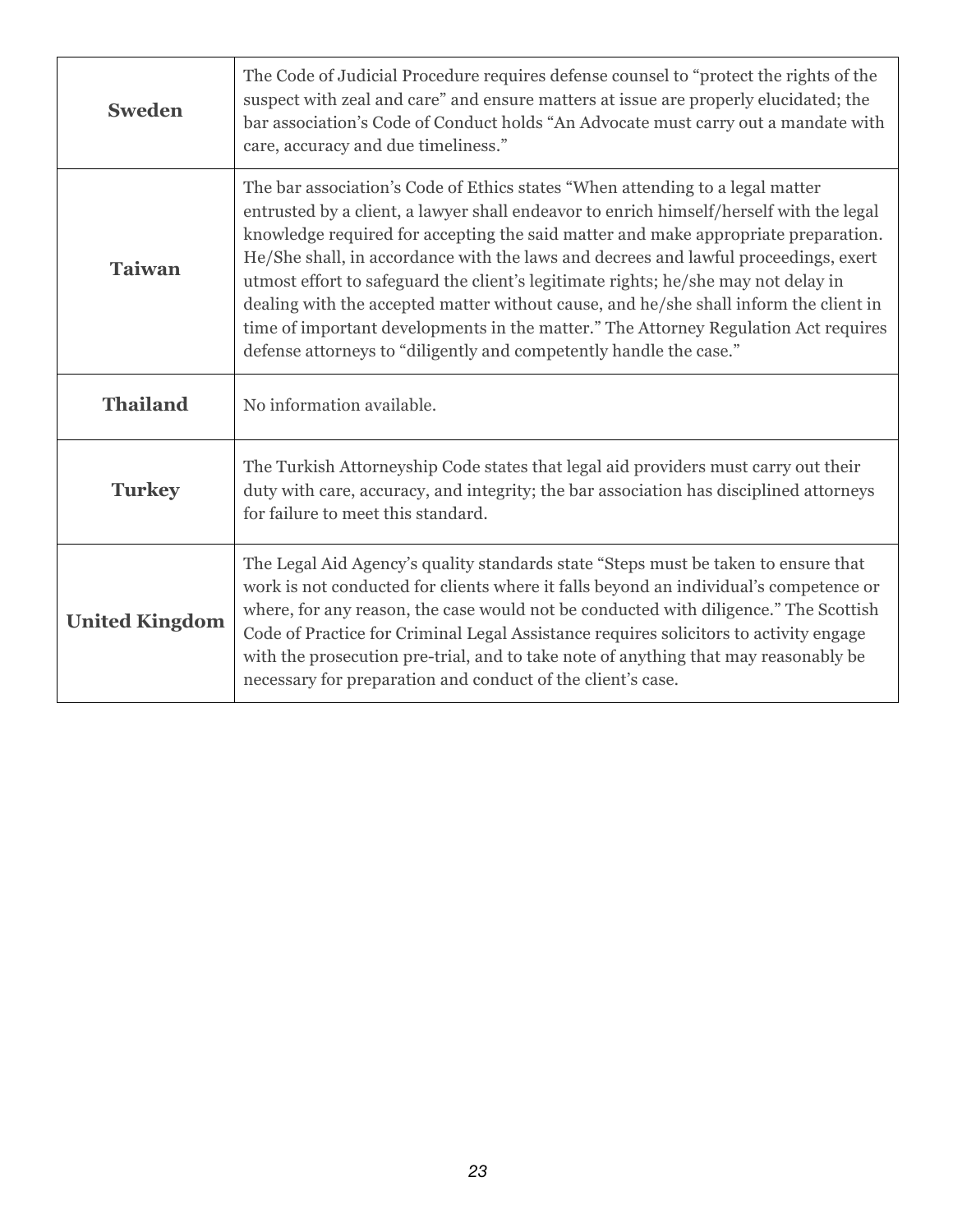| | |
|---|---|
| **Sweden** | The Code of Judicial Procedure requires defense counsel to "protect the rights of the suspect with zeal and care" and ensure matters at issue are properly elucidated; the bar association's Code of Conduct holds "An Advocate must carry out a mandate with care, accuracy and due timeliness." |
| **Taiwan** | The bar association's Code of Ethics states "When attending to a legal matter entrusted by a client, a lawyer shall endeavor to enrich himself/herself with the legal knowledge required for accepting the said matter and make appropriate preparation. He/She shall, in accordance with the laws and decrees and lawful proceedings, exert utmost effort to safeguard the client's legitimate rights; he/she may not delay in dealing with the accepted matter without cause, and he/she shall inform the client in time of important developments in the matter." The Attorney Regulation Act requires defense attorneys to "diligently and competently handle the case." |
| **Thailand** | No information available. |
| **Turkey** | The Turkish Attorneyship Code states that legal aid providers must carry out their duty with care, accuracy, and integrity; the bar association has disciplined attorneys for failure to meet this standard. |
| **United Kingdom** | The Legal Aid Agency's quality standards state "Steps must be taken to ensure that work is not conducted for clients where it falls beyond an individual's competence or where, for any reason, the case would not be conducted with diligence." The Scottish Code of Practice for Criminal Legal Assistance requires solicitors to activity engage with the prosecution pre-trial, and to take note of anything that may reasonably be necessary for preparation and conduct of the client's case. |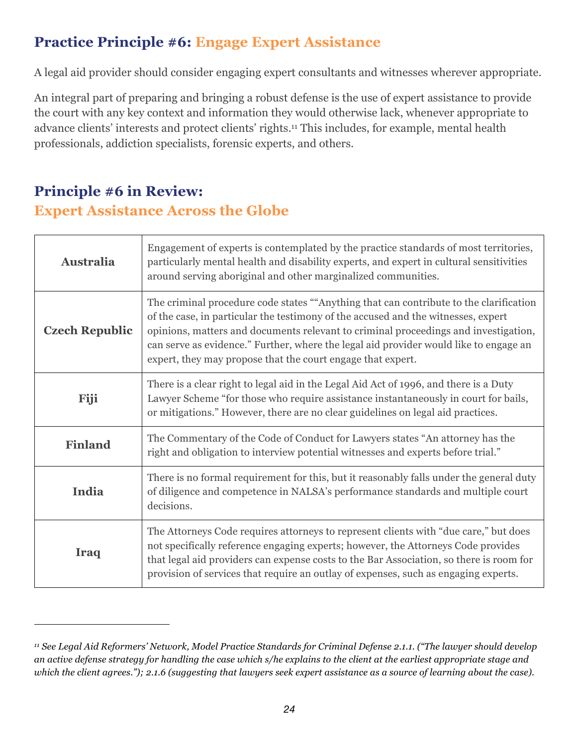## Practice Principle #6: Engage Expert Assistance

A legal aid provider should consider engaging expert consultants and witnesses wherever appropriate.

An integral part of preparing and bringing a robust defense is the use of expert assistance to provide the court with any key context and information they would otherwise lack, whenever appropriate to advance clients' interests and protect clients' rights.[11] This includes, for example, mental health professionals, addiction specialists, forensic experts, and others.

## Principle #6 in Review: Expert Assistance Across the Globe

| | |
|---|---|
| **Australia** | Engagement of experts is contemplated by the practice standards of most territories, particularly mental health and disability experts, and expert in cultural sensitivities around serving aboriginal and other marginalized communities. |
| **Czech Republic** | The criminal procedure code states ""Anything that can contribute to the clarification of the case, in particular the testimony of the accused and the witnesses, expert opinions, matters and documents relevant to criminal proceedings and investigation, can serve as evidence." Further, where the legal aid provider would like to engage an expert, they may propose that the court engage that expert. |
| **Fiji** | There is a clear right to legal aid in the Legal Aid Act of 1996, and there is a Duty Lawyer Scheme "for those who require assistance instantaneously in court for bails, or mitigations." However, there are no clear guidelines on legal aid practices. |
| **Finland** | The Commentary of the Code of Conduct for Lawyers states "An attorney has the right and obligation to interview potential witnesses and experts before trial." |
| **India** | There is no formal requirement for this, but it reasonably falls under the general duty of diligence and competence in NALSA's performance standards and multiple court decisions. |
| **Iraq** | The Attorneys Code requires attorneys to represent clients with "due care," but does not specifically reference engaging experts; however, the Attorneys Code provides that legal aid providers can expense costs to the Bar Association, so there is room for provision of services that require an outlay of expenses, such as engaging experts. |

---

*[11] See Legal Aid Reformers' Network, Model Practice Standards for Criminal Defense 2.1.1. ("The lawyer should develop an active defense strategy for handling the case which s/he explains to the client at the earliest appropriate stage and which the client agrees."); 2.1.6 (suggesting that lawyers seek expert assistance as a source of learning about the case).*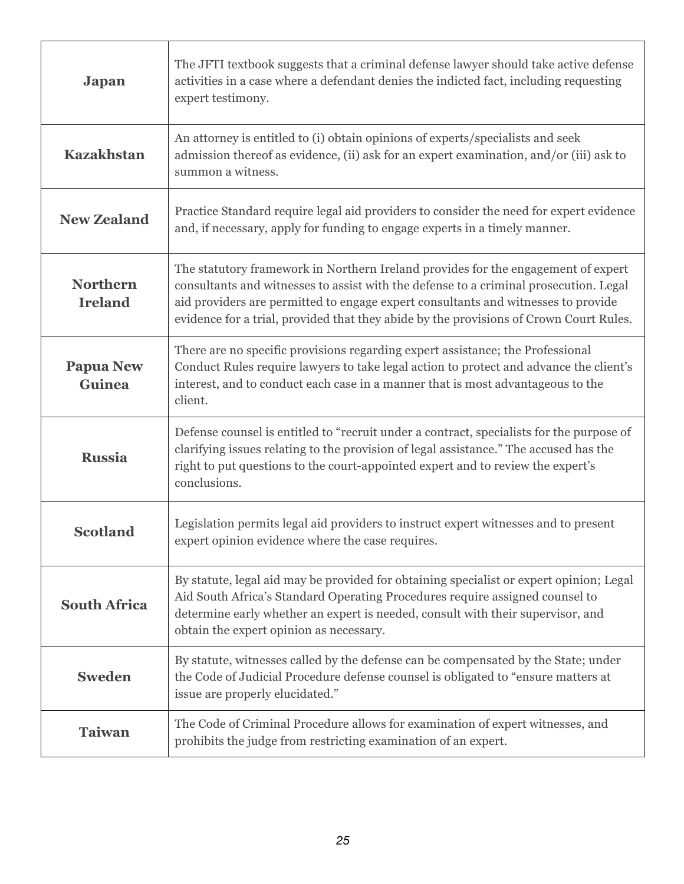| | |
|---|---|
| **Japan** | The JFTI textbook suggests that a criminal defense lawyer should take active defense activities in a case where a defendant denies the indicted fact, including requesting expert testimony. |
| **Kazakhstan** | An attorney is entitled to (i) obtain opinions of experts/specialists and seek admission thereof as evidence, (ii) ask for an expert examination, and/or (iii) ask to summon a witness. |
| **New Zealand** | Practice Standard require legal aid providers to consider the need for expert evidence and, if necessary, apply for funding to engage experts in a timely manner. |
| **Northern Ireland** | The statutory framework in Northern Ireland provides for the engagement of expert consultants and witnesses to assist with the defense to a criminal prosecution. Legal aid providers are permitted to engage expert consultants and witnesses to provide evidence for a trial, provided that they abide by the provisions of Crown Court Rules. |
| **Papua New Guinea** | There are no specific provisions regarding expert assistance; the Professional Conduct Rules require lawyers to take legal action to protect and advance the client's interest, and to conduct each case in a manner that is most advantageous to the client. |
| **Russia** | Defense counsel is entitled to "recruit under a contract, specialists for the purpose of clarifying issues relating to the provision of legal assistance." The accused has the right to put questions to the court-appointed expert and to review the expert's conclusions. |
| **Scotland** | Legislation permits legal aid providers to instruct expert witnesses and to present expert opinion evidence where the case requires. |
| **South Africa** | By statute, legal aid may be provided for obtaining specialist or expert opinion; Legal Aid South Africa's Standard Operating Procedures require assigned counsel to determine early whether an expert is needed, consult with their supervisor, and obtain the expert opinion as necessary. |
| **Sweden** | By statute, witnesses called by the defense can be compensated by the State; under the Code of Judicial Procedure defense counsel is obligated to "ensure matters at issue are properly elucidated." |
| **Taiwan** | The Code of Criminal Procedure allows for examination of expert witnesses, and prohibits the judge from restricting examination of an expert. |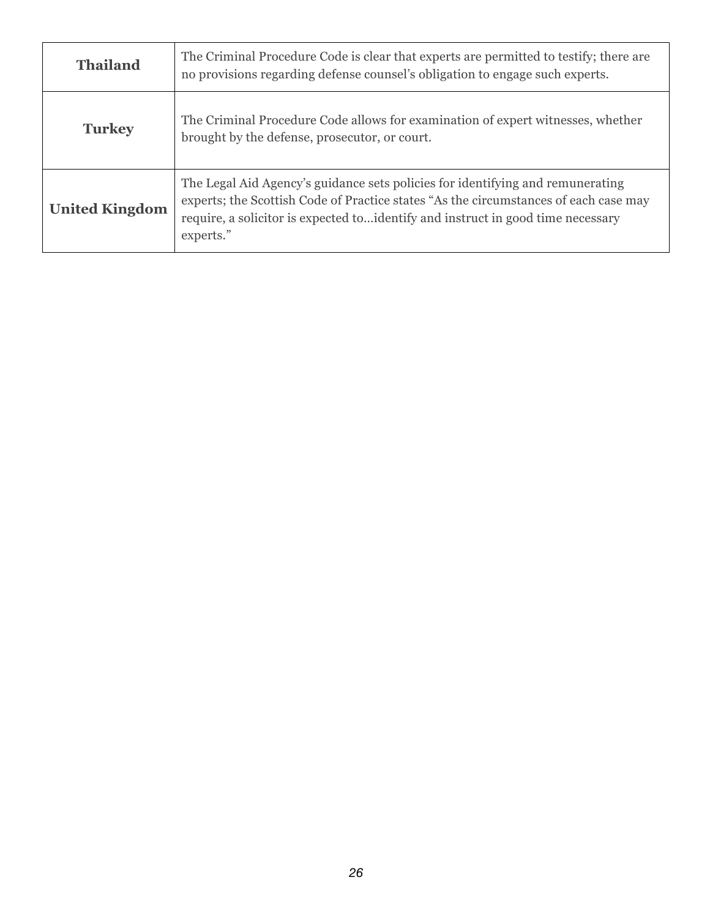| | |
|---|---|
| **Thailand** | The Criminal Procedure Code is clear that experts are permitted to testify; there are no provisions regarding defense counsel's obligation to engage such experts. |
| **Turkey** | The Criminal Procedure Code allows for examination of expert witnesses, whether brought by the defense, prosecutor, or court. |
| **United Kingdom** | The Legal Aid Agency's guidance sets policies for identifying and remunerating experts; the Scottish Code of Practice states "As the circumstances of each case may require, a solicitor is expected to…identify and instruct in good time necessary experts." |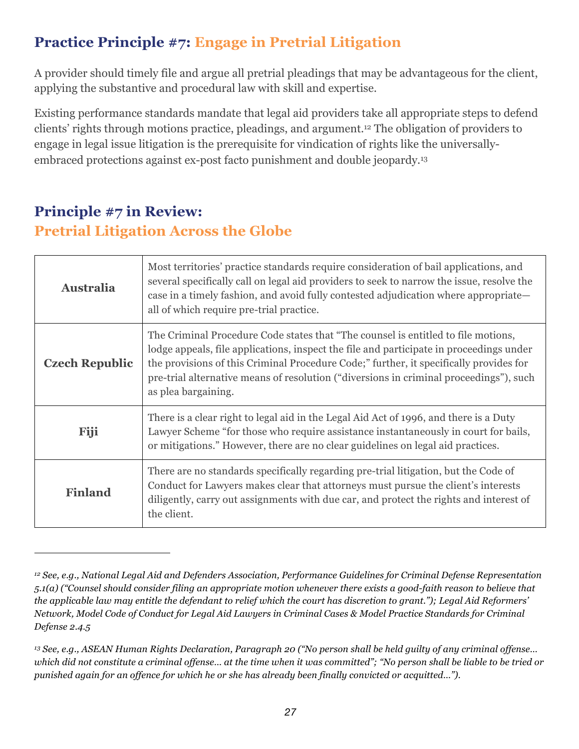## **Practice Principle #7:** Engage in Pretrial Litigation

A provider should timely file and argue all pretrial pleadings that may be advantageous for the client, applying the substantive and procedural law with skill and expertise.

Existing performance standards mandate that legal aid providers take all appropriate steps to defend clients' rights through motions practice, pleadings, and argument.[12] The obligation of providers to engage in legal issue litigation is the prerequisite for vindication of rights like the universally-embraced protections against ex-post facto punishment and double jeopardy.[13]

## **Principle #7 in Review:** Pretrial Litigation Across the Globe

| | |
|---|---|
| **Australia** | Most territories' practice standards require consideration of bail applications, and several specifically call on legal aid providers to seek to narrow the issue, resolve the case in a timely fashion, and avoid fully contested adjudication where appropriate—all of which require pre-trial practice. |
| **Czech Republic** | The Criminal Procedure Code states that "The counsel is entitled to file motions, lodge appeals, file applications, inspect the file and participate in proceedings under the provisions of this Criminal Procedure Code;" further, it specifically provides for pre-trial alternative means of resolution ("diversions in criminal proceedings"), such as plea bargaining. |
| **Fiji** | There is a clear right to legal aid in the Legal Aid Act of 1996, and there is a Duty Lawyer Scheme "for those who require assistance instantaneously in court for bails, or mitigations." However, there are no clear guidelines on legal aid practices. |
| **Finland** | There are no standards specifically regarding pre-trial litigation, but the Code of Conduct for Lawyers makes clear that attorneys must pursue the client's interests diligently, carry out assignments with due car, and protect the rights and interest of the client. |

---

*[12] See, e.g., National Legal Aid and Defenders Association, Performance Guidelines for Criminal Defense Representation 5.1(a) ("Counsel should consider filing an appropriate motion whenever there exists a good-faith reason to believe that the applicable law may entitle the defendant to relief which the court has discretion to grant."); Legal Aid Reformers' Network, Model Code of Conduct for Legal Aid Lawyers in Criminal Cases & Model Practice Standards for Criminal Defense 2.4.5*

*[13] See, e.g., ASEAN Human Rights Declaration, Paragraph 20 ("No person shall be held guilty of any criminal offense… which did not constitute a criminal offense… at the time when it was committed"; "No person shall be liable to be tried or punished again for an offence for which he or she has already been finally convicted or acquitted…").*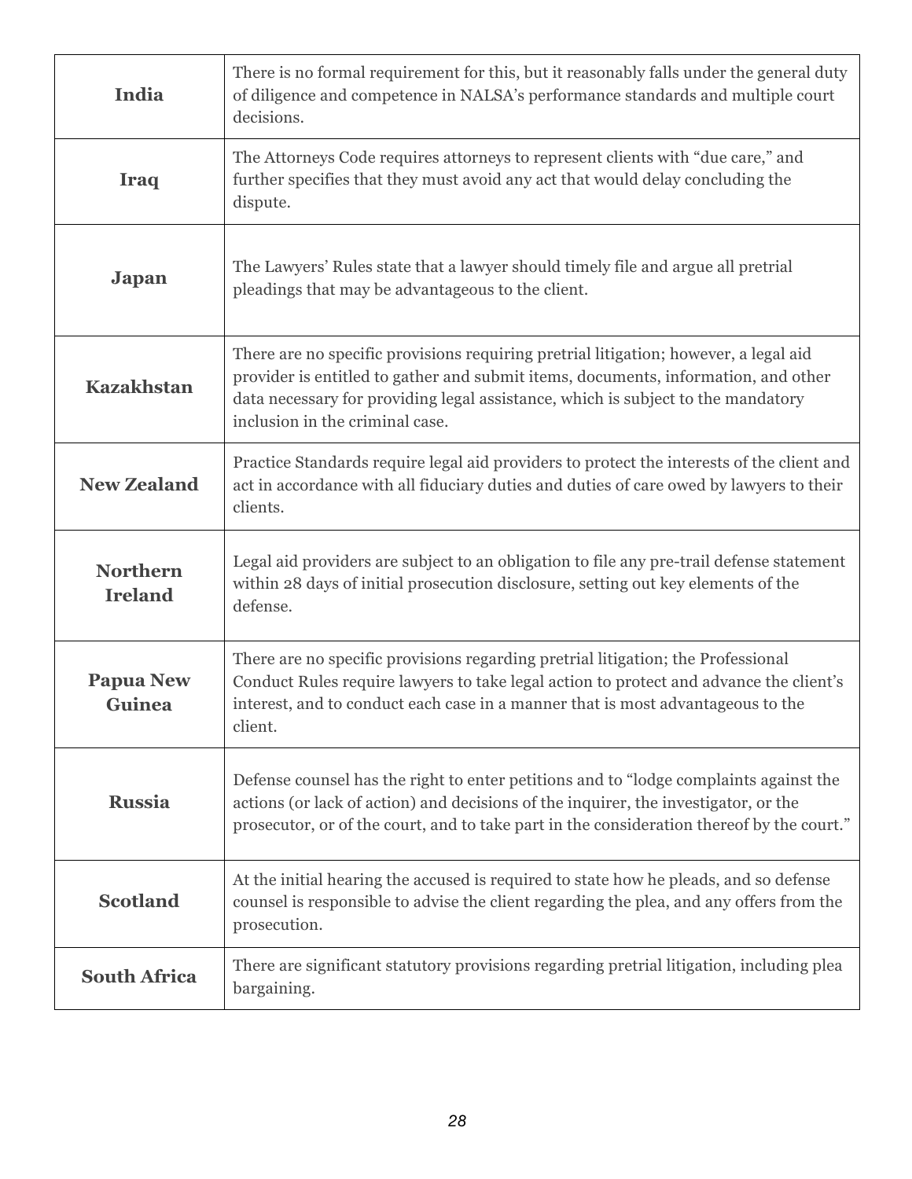| | |
|---|---|
| **India** | There is no formal requirement for this, but it reasonably falls under the general duty of diligence and competence in NALSA's performance standards and multiple court decisions. |
| **Iraq** | The Attorneys Code requires attorneys to represent clients with "due care," and further specifies that they must avoid any act that would delay concluding the dispute. |
| **Japan** | The Lawyers' Rules state that a lawyer should timely file and argue all pretrial pleadings that may be advantageous to the client. |
| **Kazakhstan** | There are no specific provisions requiring pretrial litigation; however, a legal aid provider is entitled to gather and submit items, documents, information, and other data necessary for providing legal assistance, which is subject to the mandatory inclusion in the criminal case. |
| **New Zealand** | Practice Standards require legal aid providers to protect the interests of the client and act in accordance with all fiduciary duties and duties of care owed by lawyers to their clients. |
| **Northern Ireland** | Legal aid providers are subject to an obligation to file any pre-trail defense statement within 28 days of initial prosecution disclosure, setting out key elements of the defense. |
| **Papua New Guinea** | There are no specific provisions regarding pretrial litigation; the Professional Conduct Rules require lawyers to take legal action to protect and advance the client's interest, and to conduct each case in a manner that is most advantageous to the client. |
| **Russia** | Defense counsel has the right to enter petitions and to "lodge complaints against the actions (or lack of action) and decisions of the inquirer, the investigator, or the prosecutor, or of the court, and to take part in the consideration thereof by the court." |
| **Scotland** | At the initial hearing the accused is required to state how he pleads, and so defense counsel is responsible to advise the client regarding the plea, and any offers from the prosecution. |
| **South Africa** | There are significant statutory provisions regarding pretrial litigation, including plea bargaining. |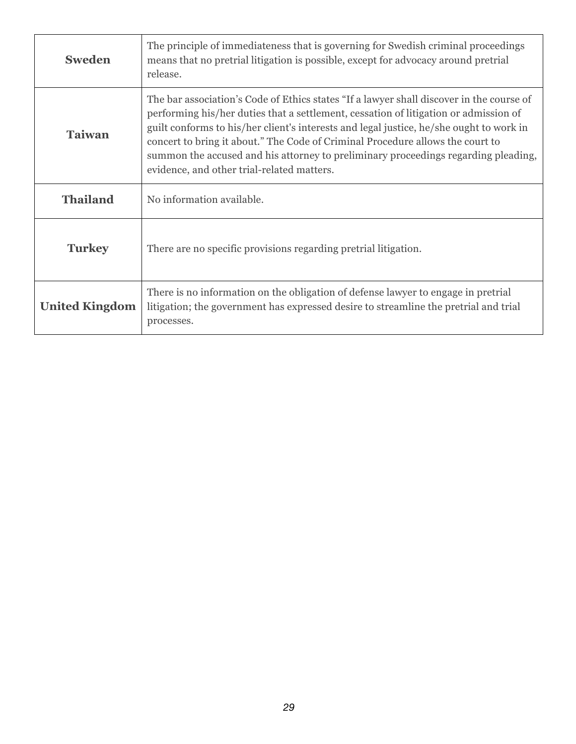| | |
|---|---|
| **Sweden** | The principle of immediateness that is governing for Swedish criminal proceedings means that no pretrial litigation is possible, except for advocacy around pretrial release. |
| **Taiwan** | The bar association's Code of Ethics states "If a lawyer shall discover in the course of performing his/her duties that a settlement, cessation of litigation or admission of guilt conforms to his/her client's interests and legal justice, he/she ought to work in concert to bring it about." The Code of Criminal Procedure allows the court to summon the accused and his attorney to preliminary proceedings regarding pleading, evidence, and other trial-related matters. |
| **Thailand** | No information available. |
| **Turkey** | There are no specific provisions regarding pretrial litigation. |
| **United Kingdom** | There is no information on the obligation of defense lawyer to engage in pretrial litigation; the government has expressed desire to streamline the pretrial and trial processes. |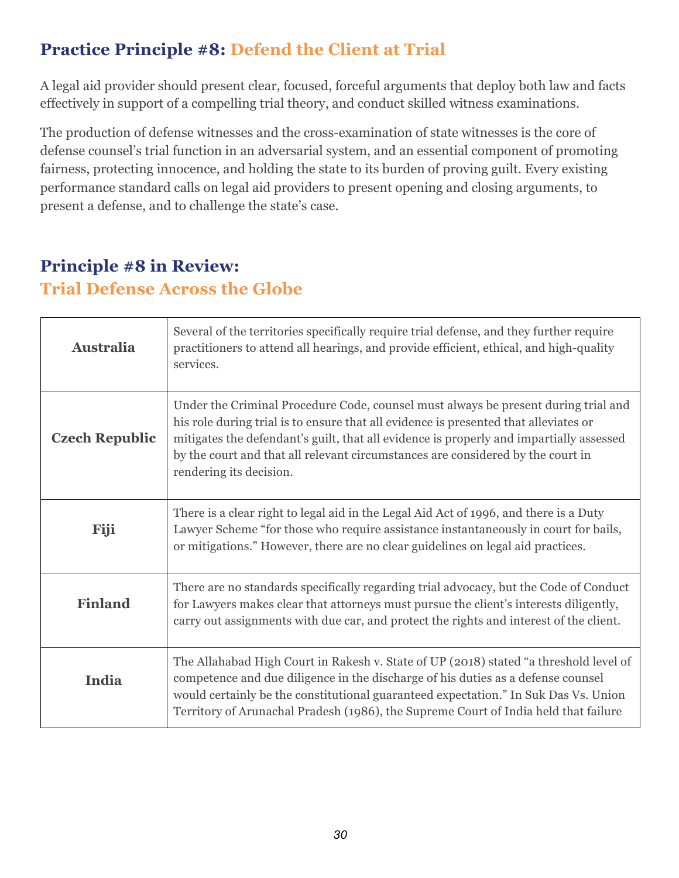## Practice Principle #8: Defend the Client at Trial

A legal aid provider should present clear, focused, forceful arguments that deploy both law and facts effectively in support of a compelling trial theory, and conduct skilled witness examinations.

The production of defense witnesses and the cross-examination of state witnesses is the core of defense counsel's trial function in an adversarial system, and an essential component of promoting fairness, protecting innocence, and holding the state to its burden of proving guilt. Every existing performance standard calls on legal aid providers to present opening and closing arguments, to present a defense, and to challenge the state's case.

## Principle #8 in Review: Trial Defense Across the Globe

| | |
|---|---|
| **Australia** | Several of the territories specifically require trial defense, and they further require practitioners to attend all hearings, and provide efficient, ethical, and high-quality services. |
| **Czech Republic** | Under the Criminal Procedure Code, counsel must always be present during trial and his role during trial is to ensure that all evidence is presented that alleviates or mitigates the defendant's guilt, that all evidence is properly and impartially assessed by the court and that all relevant circumstances are considered by the court in rendering its decision. |
| **Fiji** | There is a clear right to legal aid in the Legal Aid Act of 1996, and there is a Duty Lawyer Scheme "for those who require assistance instantaneously in court for bails, or mitigations." However, there are no clear guidelines on legal aid practices. |
| **Finland** | There are no standards specifically regarding trial advocacy, but the Code of Conduct for Lawyers makes clear that attorneys must pursue the client's interests diligently, carry out assignments with due car, and protect the rights and interest of the client. |
| **India** | The Allahabad High Court in Rakesh v. State of UP (2018) stated "a threshold level of competence and due diligence in the discharge of his duties as a defense counsel would certainly be the constitutional guaranteed expectation." In Suk Das Vs. Union Territory of Arunachal Pradesh (1986), the Supreme Court of India held that failure |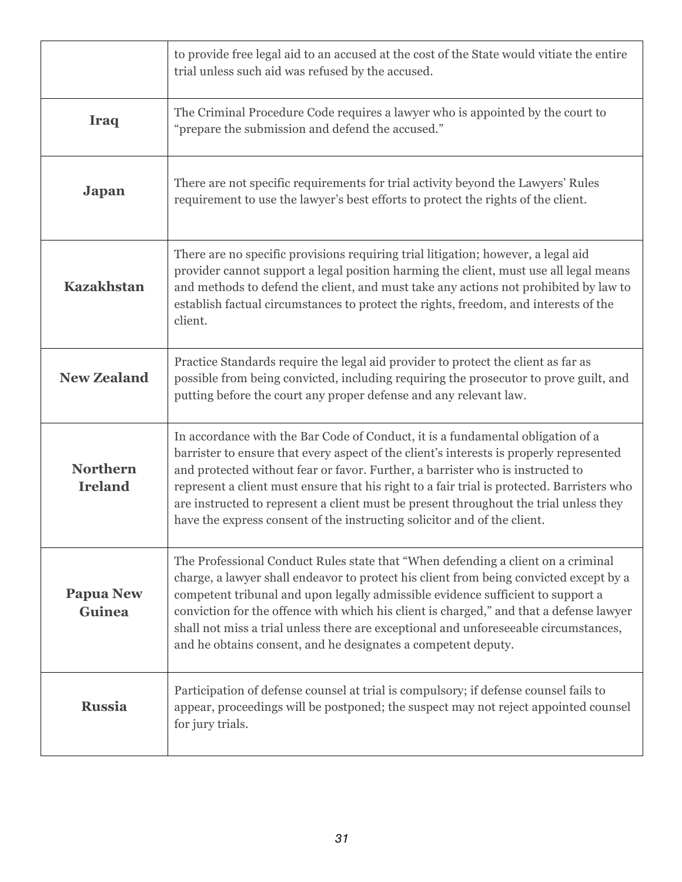| | |
|---|---|
| | to provide free legal aid to an accused at the cost of the State would vitiate the entire trial unless such aid was refused by the accused. |
| **Iraq** | The Criminal Procedure Code requires a lawyer who is appointed by the court to "prepare the submission and defend the accused." |
| **Japan** | There are not specific requirements for trial activity beyond the Lawyers' Rules requirement to use the lawyer's best efforts to protect the rights of the client. |
| **Kazakhstan** | There are no specific provisions requiring trial litigation; however, a legal aid provider cannot support a legal position harming the client, must use all legal means and methods to defend the client, and must take any actions not prohibited by law to establish factual circumstances to protect the rights, freedom, and interests of the client. |
| **New Zealand** | Practice Standards require the legal aid provider to protect the client as far as possible from being convicted, including requiring the prosecutor to prove guilt, and putting before the court any proper defense and any relevant law. |
| **Northern Ireland** | In accordance with the Bar Code of Conduct, it is a fundamental obligation of a barrister to ensure that every aspect of the client's interests is properly represented and protected without fear or favor. Further, a barrister who is instructed to represent a client must ensure that his right to a fair trial is protected. Barristers who are instructed to represent a client must be present throughout the trial unless they have the express consent of the instructing solicitor and of the client. |
| **Papua New Guinea** | The Professional Conduct Rules state that "When defending a client on a criminal charge, a lawyer shall endeavor to protect his client from being convicted except by a competent tribunal and upon legally admissible evidence sufficient to support a conviction for the offence with which his client is charged," and that a defense lawyer shall not miss a trial unless there are exceptional and unforeseeable circumstances, and he obtains consent, and he designates a competent deputy. |
| **Russia** | Participation of defense counsel at trial is compulsory; if defense counsel fails to appear, proceedings will be postponed; the suspect may not reject appointed counsel for jury trials. |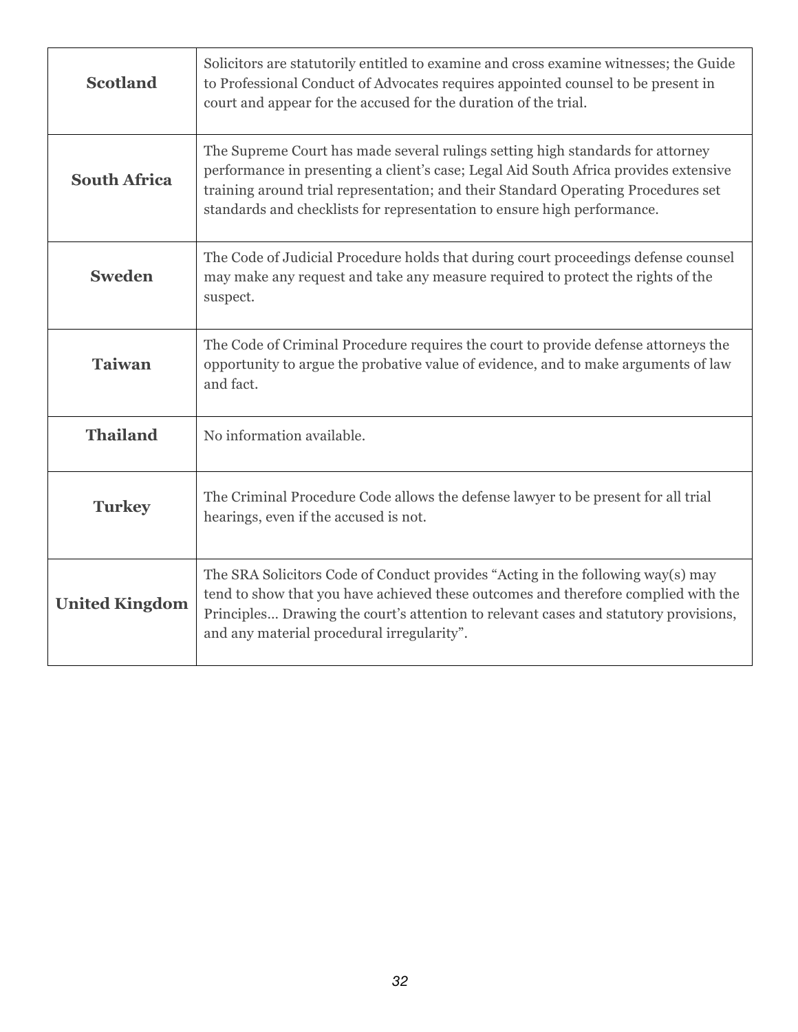| | |
|---|---|
| **Scotland** | Solicitors are statutorily entitled to examine and cross examine witnesses; the Guide to Professional Conduct of Advocates requires appointed counsel to be present in court and appear for the accused for the duration of the trial. |
| **South Africa** | The Supreme Court has made several rulings setting high standards for attorney performance in presenting a client's case; Legal Aid South Africa provides extensive training around trial representation; and their Standard Operating Procedures set standards and checklists for representation to ensure high performance. |
| **Sweden** | The Code of Judicial Procedure holds that during court proceedings defense counsel may make any request and take any measure required to protect the rights of the suspect. |
| **Taiwan** | The Code of Criminal Procedure requires the court to provide defense attorneys the opportunity to argue the probative value of evidence, and to make arguments of law and fact. |
| **Thailand** | No information available. |
| **Turkey** | The Criminal Procedure Code allows the defense lawyer to be present for all trial hearings, even if the accused is not. |
| **United Kingdom** | The SRA Solicitors Code of Conduct provides "Acting in the following way(s) may tend to show that you have achieved these outcomes and therefore complied with the Principles… Drawing the court's attention to relevant cases and statutory provisions, and any material procedural irregularity". |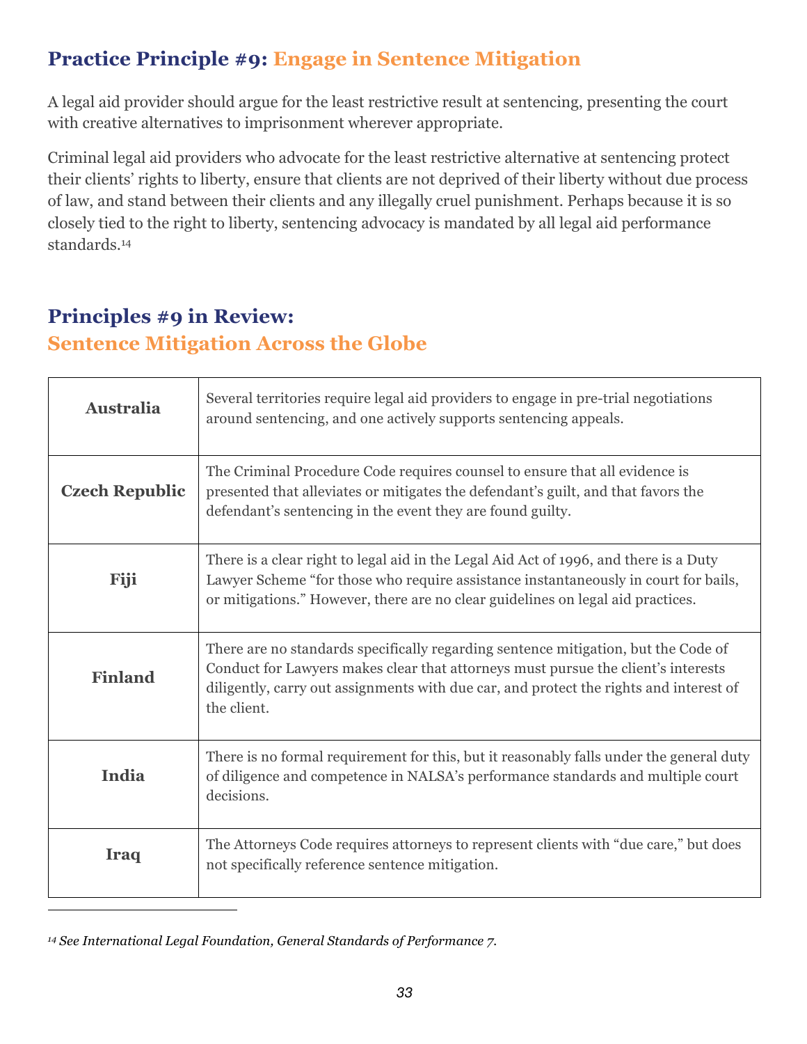## Practice Principle #9: Engage in Sentence Mitigation

A legal aid provider should argue for the least restrictive result at sentencing, presenting the court with creative alternatives to imprisonment wherever appropriate.

Criminal legal aid providers who advocate for the least restrictive alternative at sentencing protect their clients' rights to liberty, ensure that clients are not deprived of their liberty without due process of law, and stand between their clients and any illegally cruel punishment. Perhaps because it is so closely tied to the right to liberty, sentencing advocacy is mandated by all legal aid performance standards.[14]

## Principles #9 in Review: Sentence Mitigation Across the Globe

| | |
|---|---|
| **Australia** | Several territories require legal aid providers to engage in pre-trial negotiations around sentencing, and one actively supports sentencing appeals. |
| **Czech Republic** | The Criminal Procedure Code requires counsel to ensure that all evidence is presented that alleviates or mitigates the defendant's guilt, and that favors the defendant's sentencing in the event they are found guilty. |
| **Fiji** | There is a clear right to legal aid in the Legal Aid Act of 1996, and there is a Duty Lawyer Scheme "for those who require assistance instantaneously in court for bails, or mitigations." However, there are no clear guidelines on legal aid practices. |
| **Finland** | There are no standards specifically regarding sentence mitigation, but the Code of Conduct for Lawyers makes clear that attorneys must pursue the client's interests diligently, carry out assignments with due car, and protect the rights and interest of the client. |
| **India** | There is no formal requirement for this, but it reasonably falls under the general duty of diligence and competence in NALSA's performance standards and multiple court decisions. |
| **Iraq** | The Attorneys Code requires attorneys to represent clients with "due care," but does not specifically reference sentence mitigation. |

[14] *See International Legal Foundation, General Standards of Performance 7.*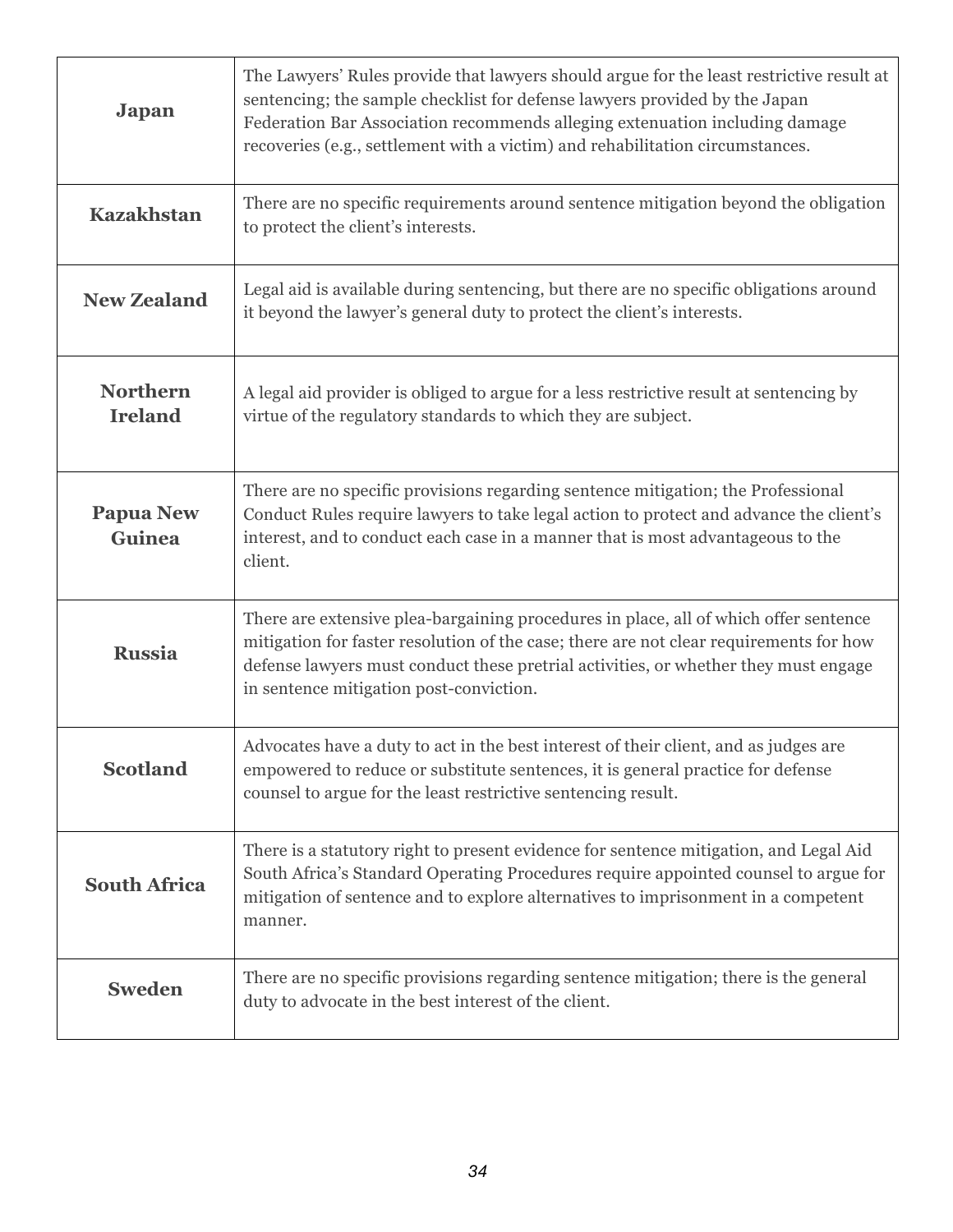| | |
|---|---|
| **Japan** | The Lawyers' Rules provide that lawyers should argue for the least restrictive result at sentencing; the sample checklist for defense lawyers provided by the Japan Federation Bar Association recommends alleging extenuation including damage recoveries (e.g., settlement with a victim) and rehabilitation circumstances. |
| **Kazakhstan** | There are no specific requirements around sentence mitigation beyond the obligation to protect the client's interests. |
| **New Zealand** | Legal aid is available during sentencing, but there are no specific obligations around it beyond the lawyer's general duty to protect the client's interests. |
| **Northern Ireland** | A legal aid provider is obliged to argue for a less restrictive result at sentencing by virtue of the regulatory standards to which they are subject. |
| **Papua New Guinea** | There are no specific provisions regarding sentence mitigation; the Professional Conduct Rules require lawyers to take legal action to protect and advance the client's interest, and to conduct each case in a manner that is most advantageous to the client. |
| **Russia** | There are extensive plea-bargaining procedures in place, all of which offer sentence mitigation for faster resolution of the case; there are not clear requirements for how defense lawyers must conduct these pretrial activities, or whether they must engage in sentence mitigation post-conviction. |
| **Scotland** | Advocates have a duty to act in the best interest of their client, and as judges are empowered to reduce or substitute sentences, it is general practice for defense counsel to argue for the least restrictive sentencing result. |
| **South Africa** | There is a statutory right to present evidence for sentence mitigation, and Legal Aid South Africa's Standard Operating Procedures require appointed counsel to argue for mitigation of sentence and to explore alternatives to imprisonment in a competent manner. |
| **Sweden** | There are no specific provisions regarding sentence mitigation; there is the general duty to advocate in the best interest of the client. |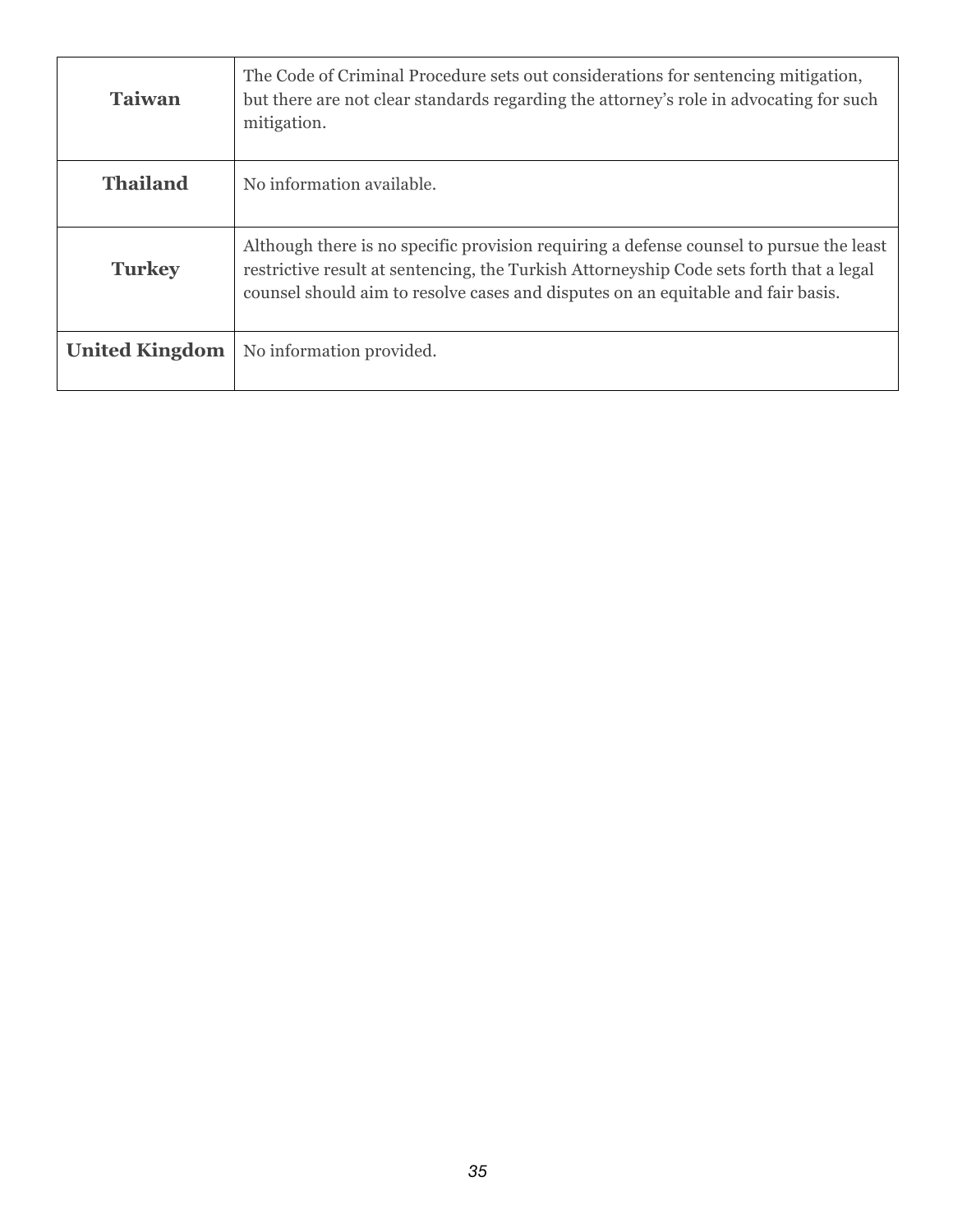| | |
|---|---|
| **Taiwan** | The Code of Criminal Procedure sets out considerations for sentencing mitigation, but there are not clear standards regarding the attorney's role in advocating for such mitigation. |
| **Thailand** | No information available. |
| **Turkey** | Although there is no specific provision requiring a defense counsel to pursue the least restrictive result at sentencing, the Turkish Attorneyship Code sets forth that a legal counsel should aim to resolve cases and disputes on an equitable and fair basis. |
| **United Kingdom** | No information provided. |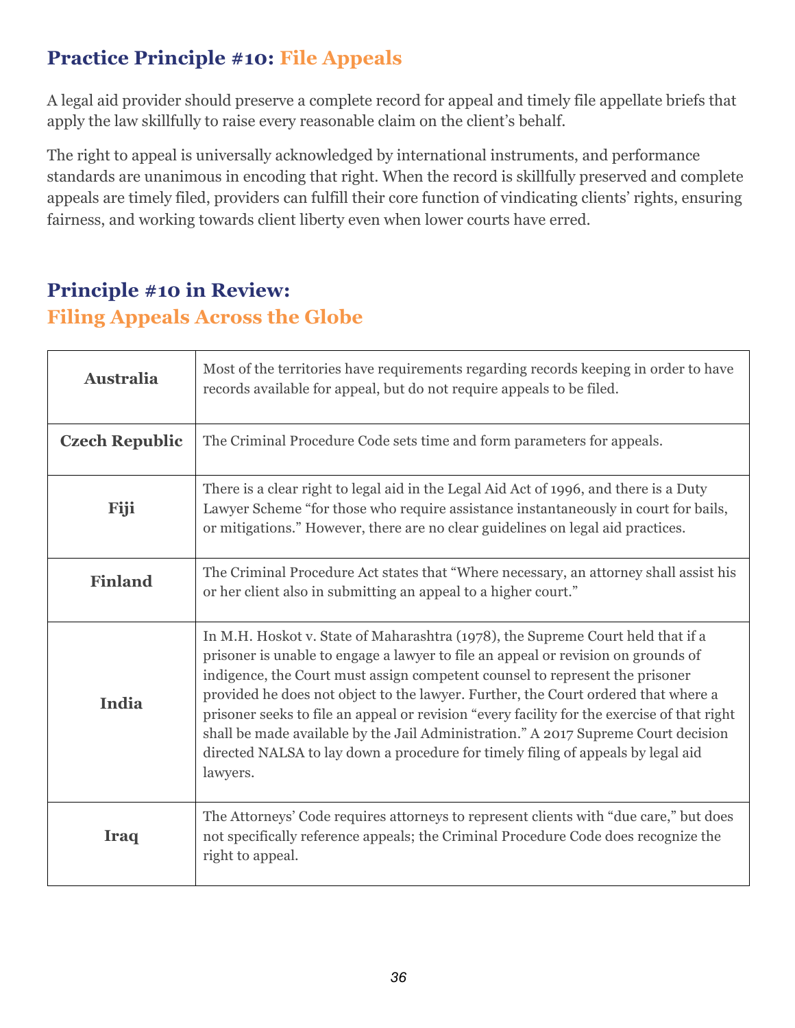## Practice Principle #10: File Appeals

A legal aid provider should preserve a complete record for appeal and timely file appellate briefs that apply the law skillfully to raise every reasonable claim on the client's behalf.

The right to appeal is universally acknowledged by international instruments, and performance standards are unanimous in encoding that right. When the record is skillfully preserved and complete appeals are timely filed, providers can fulfill their core function of vindicating clients' rights, ensuring fairness, and working towards client liberty even when lower courts have erred.

## Principle #10 in Review: Filing Appeals Across the Globe

| Country | Description |
|---|---|
| **Australia** | Most of the territories have requirements regarding records keeping in order to have records available for appeal, but do not require appeals to be filed. |
| **Czech Republic** | The Criminal Procedure Code sets time and form parameters for appeals. |
| **Fiji** | There is a clear right to legal aid in the Legal Aid Act of 1996, and there is a Duty Lawyer Scheme "for those who require assistance instantaneously in court for bails, or mitigations." However, there are no clear guidelines on legal aid practices. |
| **Finland** | The Criminal Procedure Act states that "Where necessary, an attorney shall assist his or her client also in submitting an appeal to a higher court." |
| **India** | In M.H. Hoskot v. State of Maharashtra (1978), the Supreme Court held that if a prisoner is unable to engage a lawyer to file an appeal or revision on grounds of indigence, the Court must assign competent counsel to represent the prisoner provided he does not object to the lawyer. Further, the Court ordered that where a prisoner seeks to file an appeal or revision "every facility for the exercise of that right shall be made available by the Jail Administration." A 2017 Supreme Court decision directed NALSA to lay down a procedure for timely filing of appeals by legal aid lawyers. |
| **Iraq** | The Attorneys' Code requires attorneys to represent clients with "due care," but does not specifically reference appeals; the Criminal Procedure Code does recognize the right to appeal. |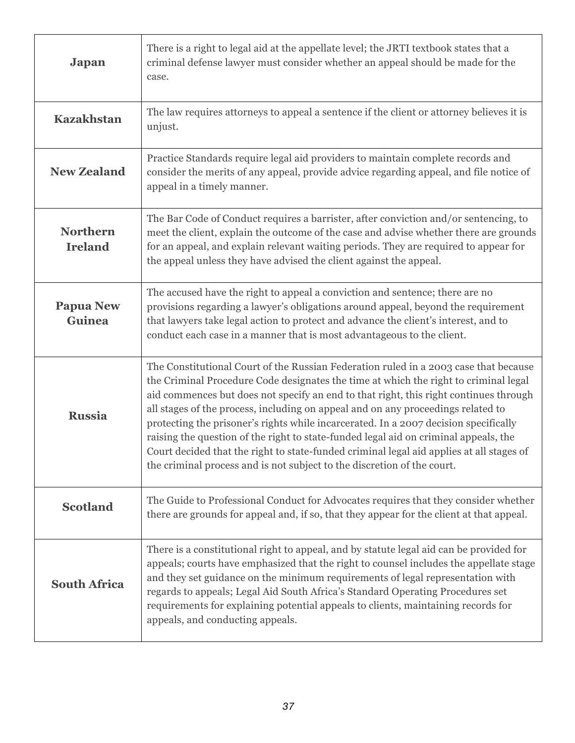| | |
|---|---|
| **Japan** | There is a right to legal aid at the appellate level; the JRTI textbook states that a criminal defense lawyer must consider whether an appeal should be made for the case. |
| **Kazakhstan** | The law requires attorneys to appeal a sentence if the client or attorney believes it is unjust. |
| **New Zealand** | Practice Standards require legal aid providers to maintain complete records and consider the merits of any appeal, provide advice regarding appeal, and file notice of appeal in a timely manner. |
| **Northern Ireland** | The Bar Code of Conduct requires a barrister, after conviction and/or sentencing, to meet the client, explain the outcome of the case and advise whether there are grounds for an appeal, and explain relevant waiting periods. They are required to appear for the appeal unless they have advised the client against the appeal. |
| **Papua New Guinea** | The accused have the right to appeal a conviction and sentence; there are no provisions regarding a lawyer's obligations around appeal, beyond the requirement that lawyers take legal action to protect and advance the client's interest, and to conduct each case in a manner that is most advantageous to the client. |
| **Russia** | The Constitutional Court of the Russian Federation ruled in a 2003 case that because the Criminal Procedure Code designates the time at which the right to criminal legal aid commences but does not specify an end to that right, this right continues through all stages of the process, including on appeal and on any proceedings related to protecting the prisoner's rights while incarcerated. In a 2007 decision specifically raising the question of the right to state-funded legal aid on criminal appeals, the Court decided that the right to state-funded criminal legal aid applies at all stages of the criminal process and is not subject to the discretion of the court. |
| **Scotland** | The Guide to Professional Conduct for Advocates requires that they consider whether there are grounds for appeal and, if so, that they appear for the client at that appeal. |
| **South Africa** | There is a constitutional right to appeal, and by statute legal aid can be provided for appeals; courts have emphasized that the right to counsel includes the appellate stage and they set guidance on the minimum requirements of legal representation with regards to appeals; Legal Aid South Africa's Standard Operating Procedures set requirements for explaining potential appeals to clients, maintaining records for appeals, and conducting appeals. |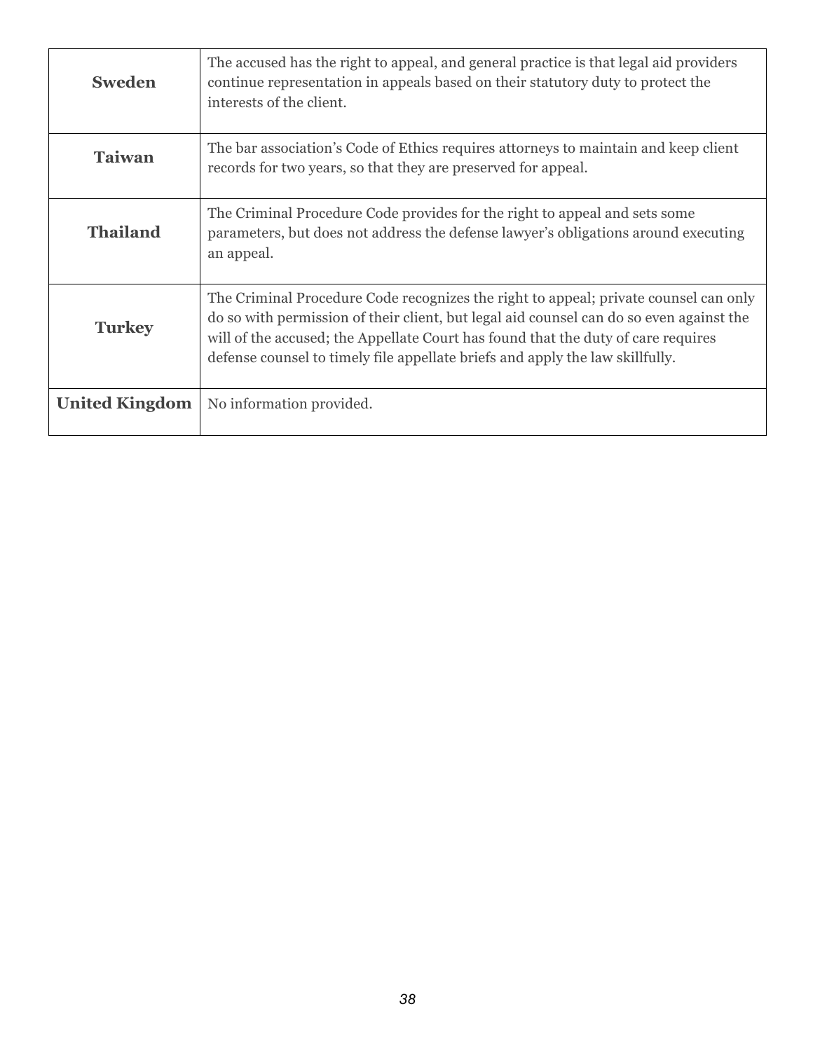| | |
|---|---|
| **Sweden** | The accused has the right to appeal, and general practice is that legal aid providers continue representation in appeals based on their statutory duty to protect the interests of the client. |
| **Taiwan** | The bar association's Code of Ethics requires attorneys to maintain and keep client records for two years, so that they are preserved for appeal. |
| **Thailand** | The Criminal Procedure Code provides for the right to appeal and sets some parameters, but does not address the defense lawyer's obligations around executing an appeal. |
| **Turkey** | The Criminal Procedure Code recognizes the right to appeal; private counsel can only do so with permission of their client, but legal aid counsel can do so even against the will of the accused; the Appellate Court has found that the duty of care requires defense counsel to timely file appellate briefs and apply the law skillfully. |
| **United Kingdom** | No information provided. |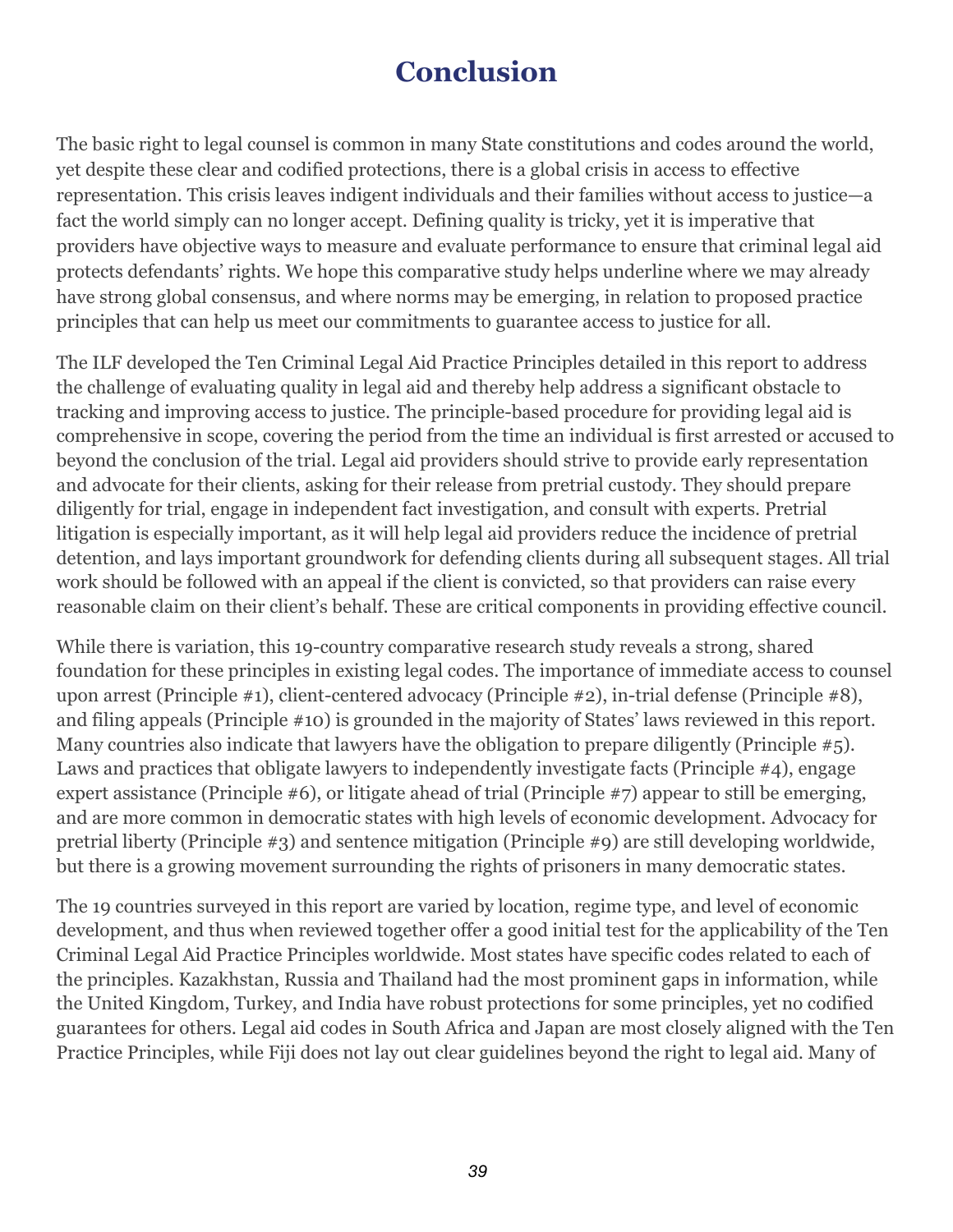# Conclusion

The basic right to legal counsel is common in many State constitutions and codes around the world, yet despite these clear and codified protections, there is a global crisis in access to effective representation. This crisis leaves indigent individuals and their families without access to justice—a fact the world simply can no longer accept. Defining quality is tricky, yet it is imperative that providers have objective ways to measure and evaluate performance to ensure that criminal legal aid protects defendants' rights. We hope this comparative study helps underline where we may already have strong global consensus, and where norms may be emerging, in relation to proposed practice principles that can help us meet our commitments to guarantee access to justice for all.

The ILF developed the Ten Criminal Legal Aid Practice Principles detailed in this report to address the challenge of evaluating quality in legal aid and thereby help address a significant obstacle to tracking and improving access to justice. The principle-based procedure for providing legal aid is comprehensive in scope, covering the period from the time an individual is first arrested or accused to beyond the conclusion of the trial. Legal aid providers should strive to provide early representation and advocate for their clients, asking for their release from pretrial custody. They should prepare diligently for trial, engage in independent fact investigation, and consult with experts. Pretrial litigation is especially important, as it will help legal aid providers reduce the incidence of pretrial detention, and lays important groundwork for defending clients during all subsequent stages. All trial work should be followed with an appeal if the client is convicted, so that providers can raise every reasonable claim on their client's behalf. These are critical components in providing effective council.

While there is variation, this 19-country comparative research study reveals a strong, shared foundation for these principles in existing legal codes. The importance of immediate access to counsel upon arrest (Principle #1), client-centered advocacy (Principle #2), in-trial defense (Principle #8), and filing appeals (Principle #10) is grounded in the majority of States' laws reviewed in this report. Many countries also indicate that lawyers have the obligation to prepare diligently (Principle #5). Laws and practices that obligate lawyers to independently investigate facts (Principle #4), engage expert assistance (Principle #6), or litigate ahead of trial (Principle #7) appear to still be emerging, and are more common in democratic states with high levels of economic development. Advocacy for pretrial liberty (Principle #3) and sentence mitigation (Principle #9) are still developing worldwide, but there is a growing movement surrounding the rights of prisoners in many democratic states.

The 19 countries surveyed in this report are varied by location, regime type, and level of economic development, and thus when reviewed together offer a good initial test for the applicability of the Ten Criminal Legal Aid Practice Principles worldwide. Most states have specific codes related to each of the principles. Kazakhstan, Russia and Thailand had the most prominent gaps in information, while the United Kingdom, Turkey, and India have robust protections for some principles, yet no codified guarantees for others. Legal aid codes in South Africa and Japan are most closely aligned with the Ten Practice Principles, while Fiji does not lay out clear guidelines beyond the right to legal aid. Many of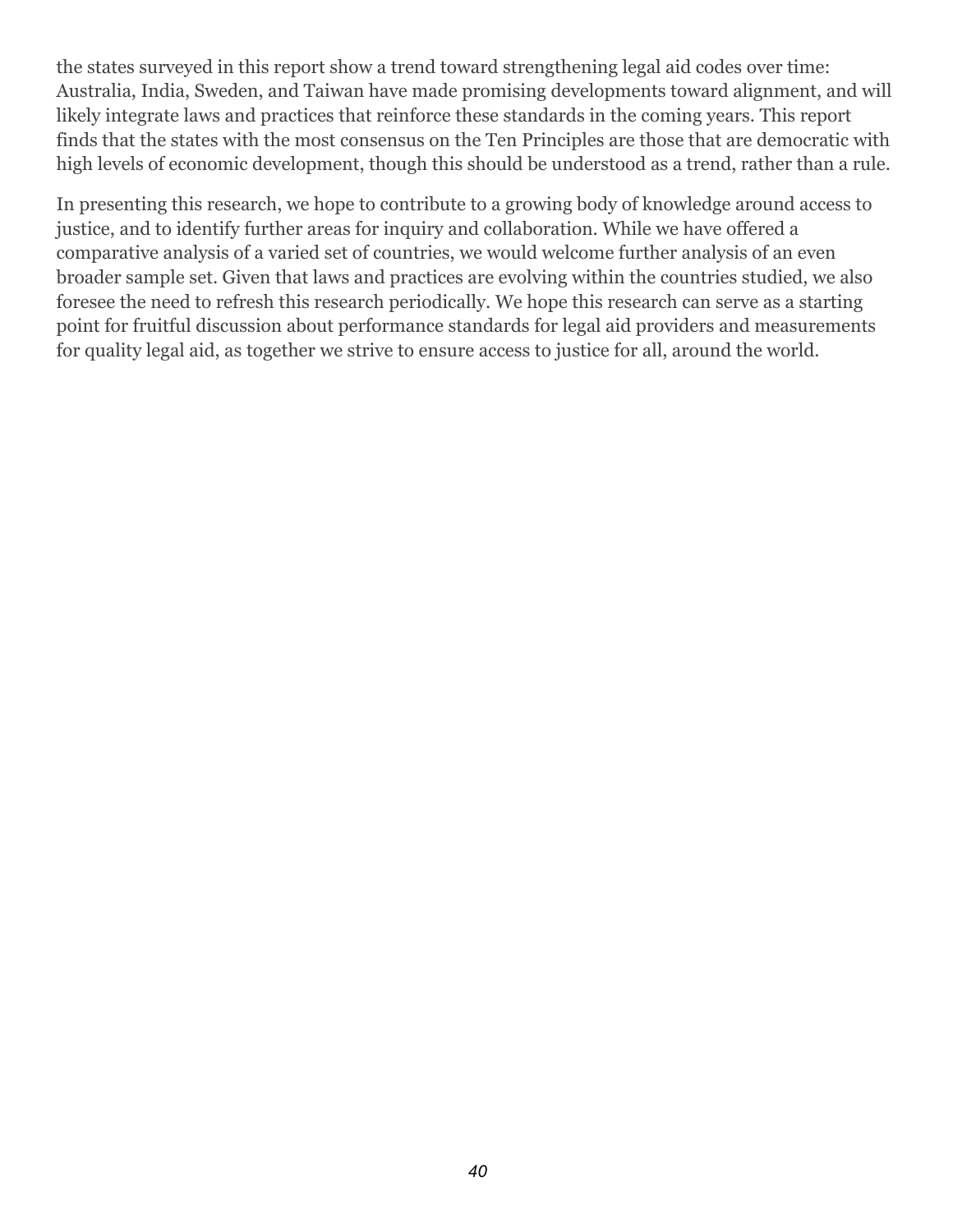the states surveyed in this report show a trend toward strengthening legal aid codes over time: Australia, India, Sweden, and Taiwan have made promising developments toward alignment, and will likely integrate laws and practices that reinforce these standards in the coming years. This report finds that the states with the most consensus on the Ten Principles are those that are democratic with high levels of economic development, though this should be understood as a trend, rather than a rule.

In presenting this research, we hope to contribute to a growing body of knowledge around access to justice, and to identify further areas for inquiry and collaboration. While we have offered a comparative analysis of a varied set of countries, we would welcome further analysis of an even broader sample set. Given that laws and practices are evolving within the countries studied, we also foresee the need to refresh this research periodically. We hope this research can serve as a starting point for fruitful discussion about performance standards for legal aid providers and measurements for quality legal aid, as together we strive to ensure access to justice for all, around the world.